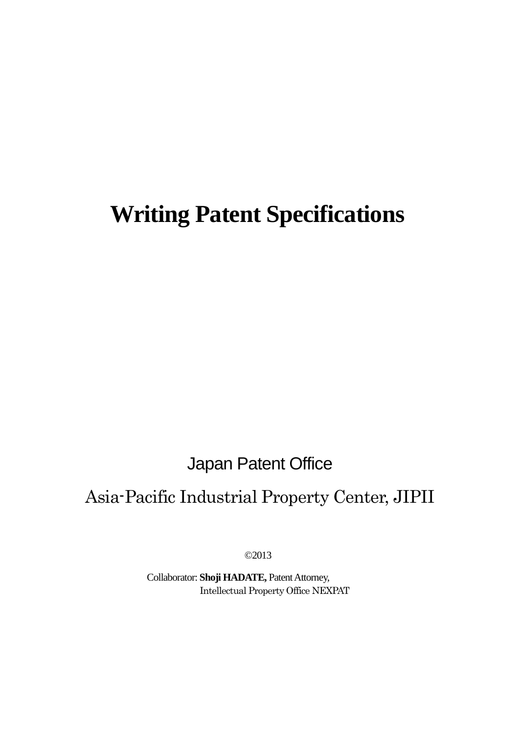# Writing Patent Specifications

Japan Patent Office

Asia-Pacific Industrial Property Center, JIPII

©2013

Collaborator: **Shoji HADATE,** Patent Attorney,
Intellectual Property Office NEXPAT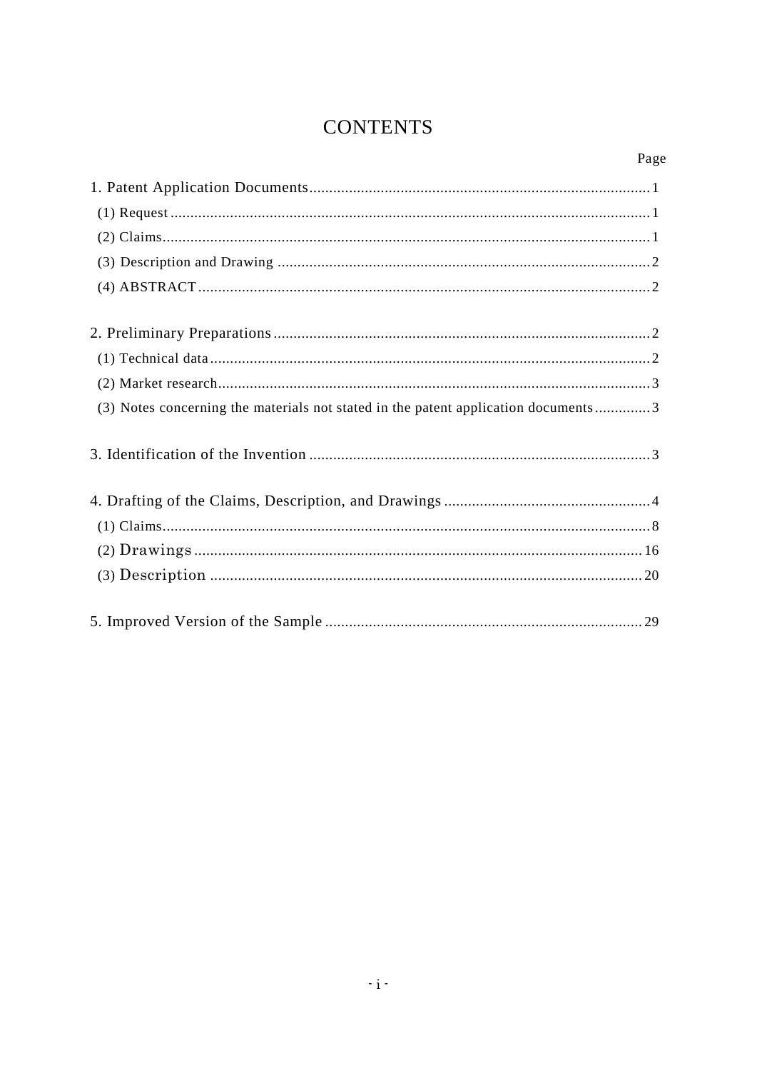# CONTENTS

| | Page |
|---|---|
| 1. Patent Application Documents | 1 |
| (1) Request | 1 |
| (2) Claims | 1 |
| (3) Description and Drawing | 2 |
| (4) ABSTRACT | 2 |
| 2. Preliminary Preparations | 2 |
| (1) Technical data | 2 |
| (2) Market research | 3 |
| (3) Notes concerning the materials not stated in the patent application documents | 3 |
| 3. Identification of the Invention | 3 |
| 4. Drafting of the Claims, Description, and Drawings | 4 |
| (1) Claims | 8 |
| (2) Drawings | 16 |
| (3) Description | 20 |
| 5. Improved Version of the Sample | 29 |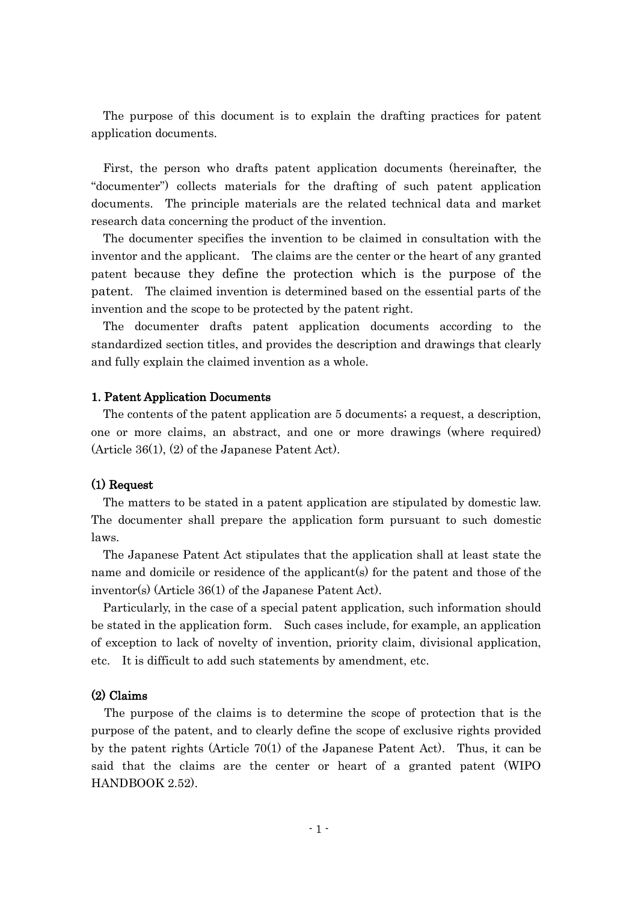The purpose of this document is to explain the drafting practices for patent application documents.

First, the person who drafts patent application documents (hereinafter, the "documenter") collects materials for the drafting of such patent application documents. The principle materials are the related technical data and market research data concerning the product of the invention.

The documenter specifies the invention to be claimed in consultation with the inventor and the applicant. The claims are the center or the heart of any granted patent because they define the protection which is the purpose of the patent. The claimed invention is determined based on the essential parts of the invention and the scope to be protected by the patent right.

The documenter drafts patent application documents according to the standardized section titles, and provides the description and drawings that clearly and fully explain the claimed invention as a whole.

## 1. Patent Application Documents

The contents of the patent application are 5 documents; a request, a description, one or more claims, an abstract, and one or more drawings (where required) (Article 36(1), (2) of the Japanese Patent Act).

### (1) Request

The matters to be stated in a patent application are stipulated by domestic law. The documenter shall prepare the application form pursuant to such domestic laws.

The Japanese Patent Act stipulates that the application shall at least state the name and domicile or residence of the applicant(s) for the patent and those of the inventor(s) (Article 36(1) of the Japanese Patent Act).

Particularly, in the case of a special patent application, such information should be stated in the application form. Such cases include, for example, an application of exception to lack of novelty of invention, priority claim, divisional application, etc. It is difficult to add such statements by amendment, etc.

### (2) Claims

The purpose of the claims is to determine the scope of protection that is the purpose of the patent, and to clearly define the scope of exclusive rights provided by the patent rights (Article 70(1) of the Japanese Patent Act). Thus, it can be said that the claims are the center or heart of a granted patent (WIPO HANDBOOK 2.52).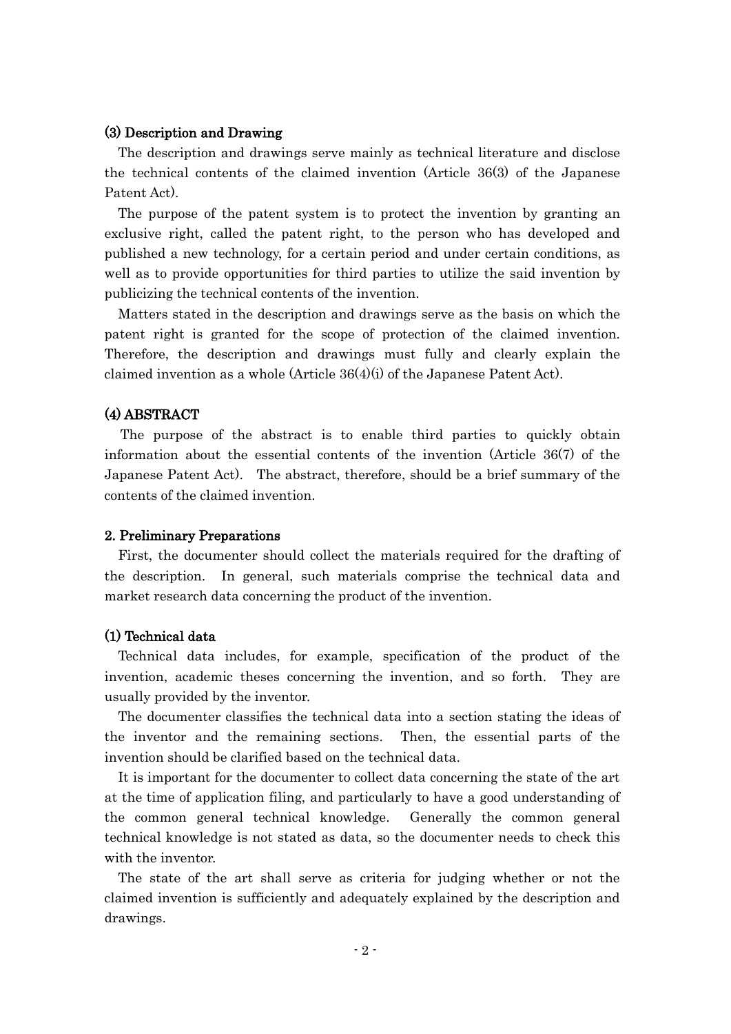### (3) Description and Drawing

The description and drawings serve mainly as technical literature and disclose the technical contents of the claimed invention (Article 36(3) of the Japanese Patent Act).

The purpose of the patent system is to protect the invention by granting an exclusive right, called the patent right, to the person who has developed and published a new technology, for a certain period and under certain conditions, as well as to provide opportunities for third parties to utilize the said invention by publicizing the technical contents of the invention.

Matters stated in the description and drawings serve as the basis on which the patent right is granted for the scope of protection of the claimed invention. Therefore, the description and drawings must fully and clearly explain the claimed invention as a whole (Article 36(4)(i) of the Japanese Patent Act).

### (4) ABSTRACT

The purpose of the abstract is to enable third parties to quickly obtain information about the essential contents of the invention (Article 36(7) of the Japanese Patent Act). The abstract, therefore, should be a brief summary of the contents of the claimed invention.

## 2. Preliminary Preparations

First, the documenter should collect the materials required for the drafting of the description. In general, such materials comprise the technical data and market research data concerning the product of the invention.

### (1) Technical data

Technical data includes, for example, specification of the product of the invention, academic theses concerning the invention, and so forth. They are usually provided by the inventor.

The documenter classifies the technical data into a section stating the ideas of the inventor and the remaining sections. Then, the essential parts of the invention should be clarified based on the technical data.

It is important for the documenter to collect data concerning the state of the art at the time of application filing, and particularly to have a good understanding of the common general technical knowledge. Generally the common general technical knowledge is not stated as data, so the documenter needs to check this with the inventor.

The state of the art shall serve as criteria for judging whether or not the claimed invention is sufficiently and adequately explained by the description and drawings.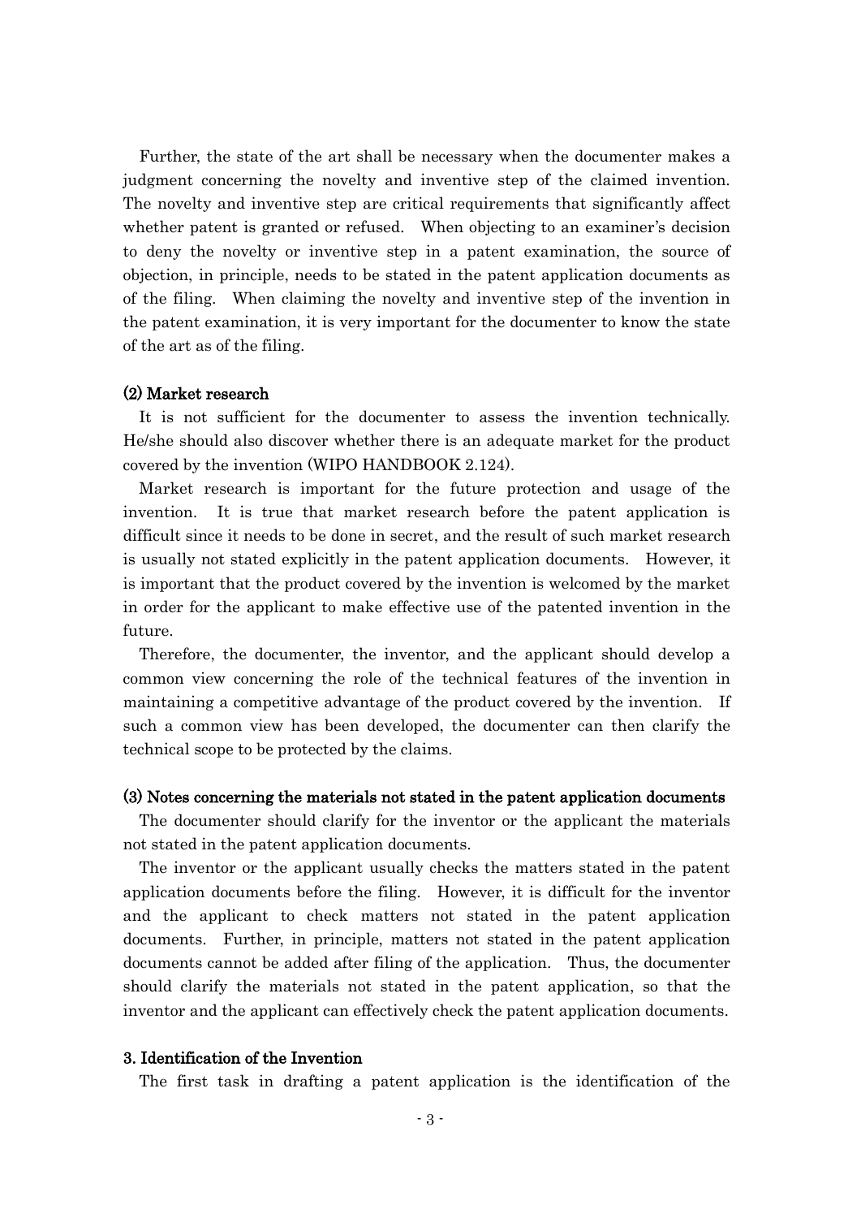Further, the state of the art shall be necessary when the documenter makes a judgment concerning the novelty and inventive step of the claimed invention. The novelty and inventive step are critical requirements that significantly affect whether patent is granted or refused. When objecting to an examiner's decision to deny the novelty or inventive step in a patent examination, the source of objection, in principle, needs to be stated in the patent application documents as of the filing. When claiming the novelty and inventive step of the invention in the patent examination, it is very important for the documenter to know the state of the art as of the filing.

#### (2) Market research

It is not sufficient for the documenter to assess the invention technically. He/she should also discover whether there is an adequate market for the product covered by the invention (WIPO HANDBOOK 2.124).

Market research is important for the future protection and usage of the invention. It is true that market research before the patent application is difficult since it needs to be done in secret, and the result of such market research is usually not stated explicitly in the patent application documents. However, it is important that the product covered by the invention is welcomed by the market in order for the applicant to make effective use of the patented invention in the future.

Therefore, the documenter, the inventor, and the applicant should develop a common view concerning the role of the technical features of the invention in maintaining a competitive advantage of the product covered by the invention. If such a common view has been developed, the documenter can then clarify the technical scope to be protected by the claims.

#### (3) Notes concerning the materials not stated in the patent application documents

The documenter should clarify for the inventor or the applicant the materials not stated in the patent application documents.

The inventor or the applicant usually checks the matters stated in the patent application documents before the filing. However, it is difficult for the inventor and the applicant to check matters not stated in the patent application documents. Further, in principle, matters not stated in the patent application documents cannot be added after filing of the application. Thus, the documenter should clarify the materials not stated in the patent application, so that the inventor and the applicant can effectively check the patent application documents.

### 3. Identification of the Invention

The first task in drafting a patent application is the identification of the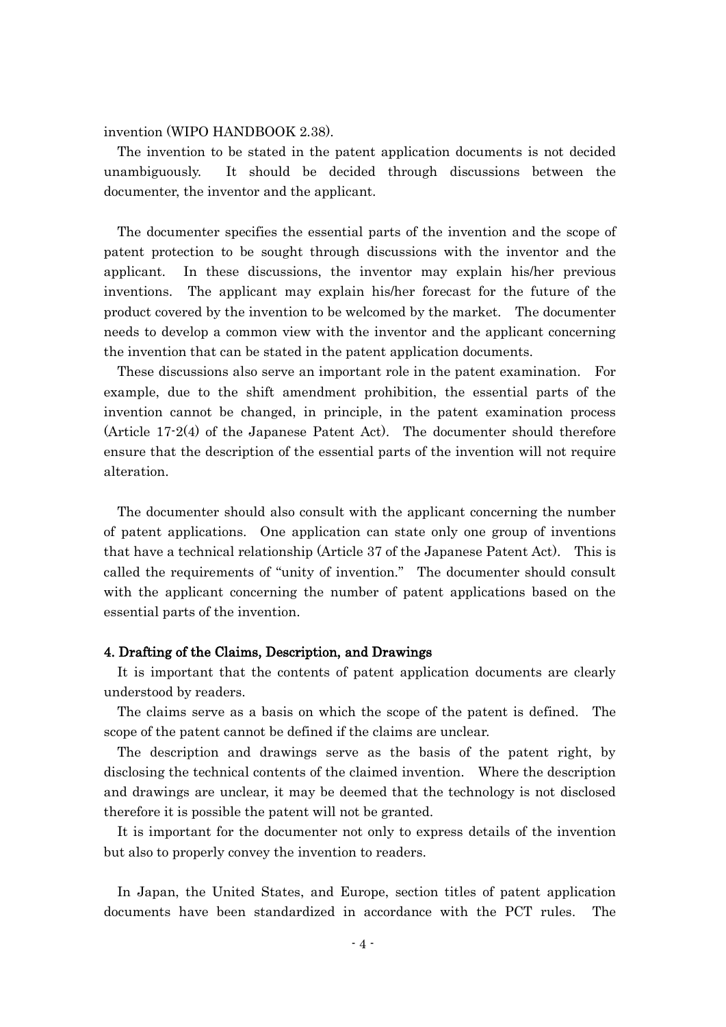invention (WIPO HANDBOOK 2.38).

The invention to be stated in the patent application documents is not decided unambiguously. It should be decided through discussions between the documenter, the inventor and the applicant.

The documenter specifies the essential parts of the invention and the scope of patent protection to be sought through discussions with the inventor and the applicant. In these discussions, the inventor may explain his/her previous inventions. The applicant may explain his/her forecast for the future of the product covered by the invention to be welcomed by the market. The documenter needs to develop a common view with the inventor and the applicant concerning the invention that can be stated in the patent application documents.

These discussions also serve an important role in the patent examination. For example, due to the shift amendment prohibition, the essential parts of the invention cannot be changed, in principle, in the patent examination process (Article 17-2(4) of the Japanese Patent Act). The documenter should therefore ensure that the description of the essential parts of the invention will not require alteration.

The documenter should also consult with the applicant concerning the number of patent applications. One application can state only one group of inventions that have a technical relationship (Article 37 of the Japanese Patent Act). This is called the requirements of "unity of invention." The documenter should consult with the applicant concerning the number of patent applications based on the essential parts of the invention.

### 4. Drafting of the Claims, Description, and Drawings

It is important that the contents of patent application documents are clearly understood by readers.

The claims serve as a basis on which the scope of the patent is defined. The scope of the patent cannot be defined if the claims are unclear.

The description and drawings serve as the basis of the patent right, by disclosing the technical contents of the claimed invention. Where the description and drawings are unclear, it may be deemed that the technology is not disclosed therefore it is possible the patent will not be granted.

It is important for the documenter not only to express details of the invention but also to properly convey the invention to readers.

In Japan, the United States, and Europe, section titles of patent application documents have been standardized in accordance with the PCT rules. The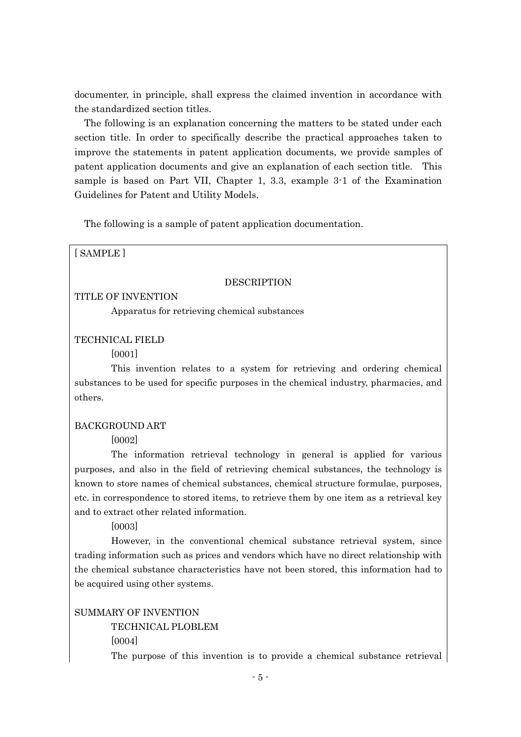documenter, in principle, shall express the claimed invention in accordance with the standardized section titles.

The following is an explanation concerning the matters to be stated under each section title. In order to specifically describe the practical approaches taken to improve the statements in patent application documents, we provide samples of patent application documents and give an explanation of each section title. This sample is based on Part VII, Chapter 1, 3.3, example 3-1 of the Examination Guidelines for Patent and Utility Models.

The following is a sample of patent application documentation.

[ SAMPLE ]

DESCRIPTION

TITLE OF INVENTION

Apparatus for retrieving chemical substances

TECHNICAL FIELD

[0001]

This invention relates to a system for retrieving and ordering chemical substances to be used for specific purposes in the chemical industry, pharmacies, and others.

BACKGROUND ART

[0002]

The information retrieval technology in general is applied for various purposes, and also in the field of retrieving chemical substances, the technology is known to store names of chemical substances, chemical structure formulae, purposes, etc. in correspondence to stored items, to retrieve them by one item as a retrieval key and to extract other related information.

[0003]

However, in the conventional chemical substance retrieval system, since trading information such as prices and vendors which have no direct relationship with the chemical substance characteristics have not been stored, this information had to be acquired using other systems.

SUMMARY OF INVENTION

TECHNICAL PLOBLEM

[0004]

The purpose of this invention is to provide a chemical substance retrieval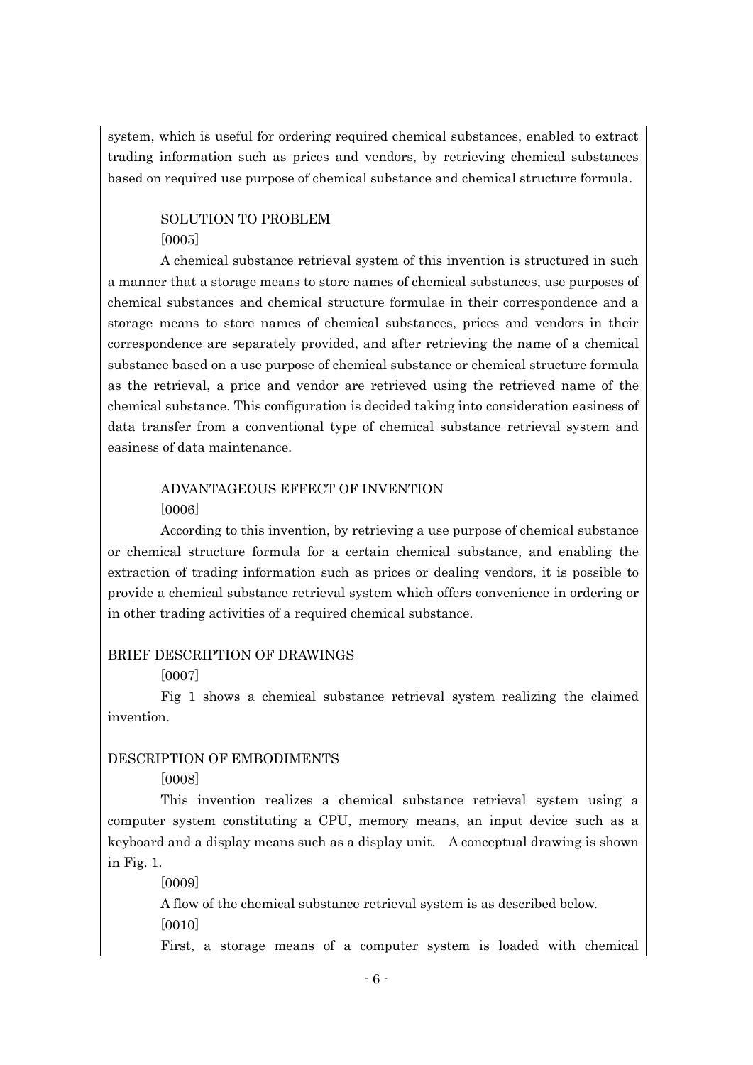system, which is useful for ordering required chemical substances, enabled to extract trading information such as prices and vendors, by retrieving chemical substances based on required use purpose of chemical substance and chemical structure formula.

SOLUTION TO PROBLEM

[0005]

A chemical substance retrieval system of this invention is structured in such a manner that a storage means to store names of chemical substances, use purposes of chemical substances and chemical structure formulae in their correspondence and a storage means to store names of chemical substances, prices and vendors in their correspondence are separately provided, and after retrieving the name of a chemical substance based on a use purpose of chemical substance or chemical structure formula as the retrieval, a price and vendor are retrieved using the retrieved name of the chemical substance. This configuration is decided taking into consideration easiness of data transfer from a conventional type of chemical substance retrieval system and easiness of data maintenance.

ADVANTAGEOUS EFFECT OF INVENTION

[0006]

According to this invention, by retrieving a use purpose of chemical substance or chemical structure formula for a certain chemical substance, and enabling the extraction of trading information such as prices or dealing vendors, it is possible to provide a chemical substance retrieval system which offers convenience in ordering or in other trading activities of a required chemical substance.

BRIEF DESCRIPTION OF DRAWINGS

[0007]

Fig 1 shows a chemical substance retrieval system realizing the claimed invention.

DESCRIPTION OF EMBODIMENTS

[0008]

This invention realizes a chemical substance retrieval system using a computer system constituting a CPU, memory means, an input device such as a keyboard and a display means such as a display unit. A conceptual drawing is shown in Fig. 1.

[0009]

A flow of the chemical substance retrieval system is as described below.

[0010]

First, a storage means of a computer system is loaded with chemical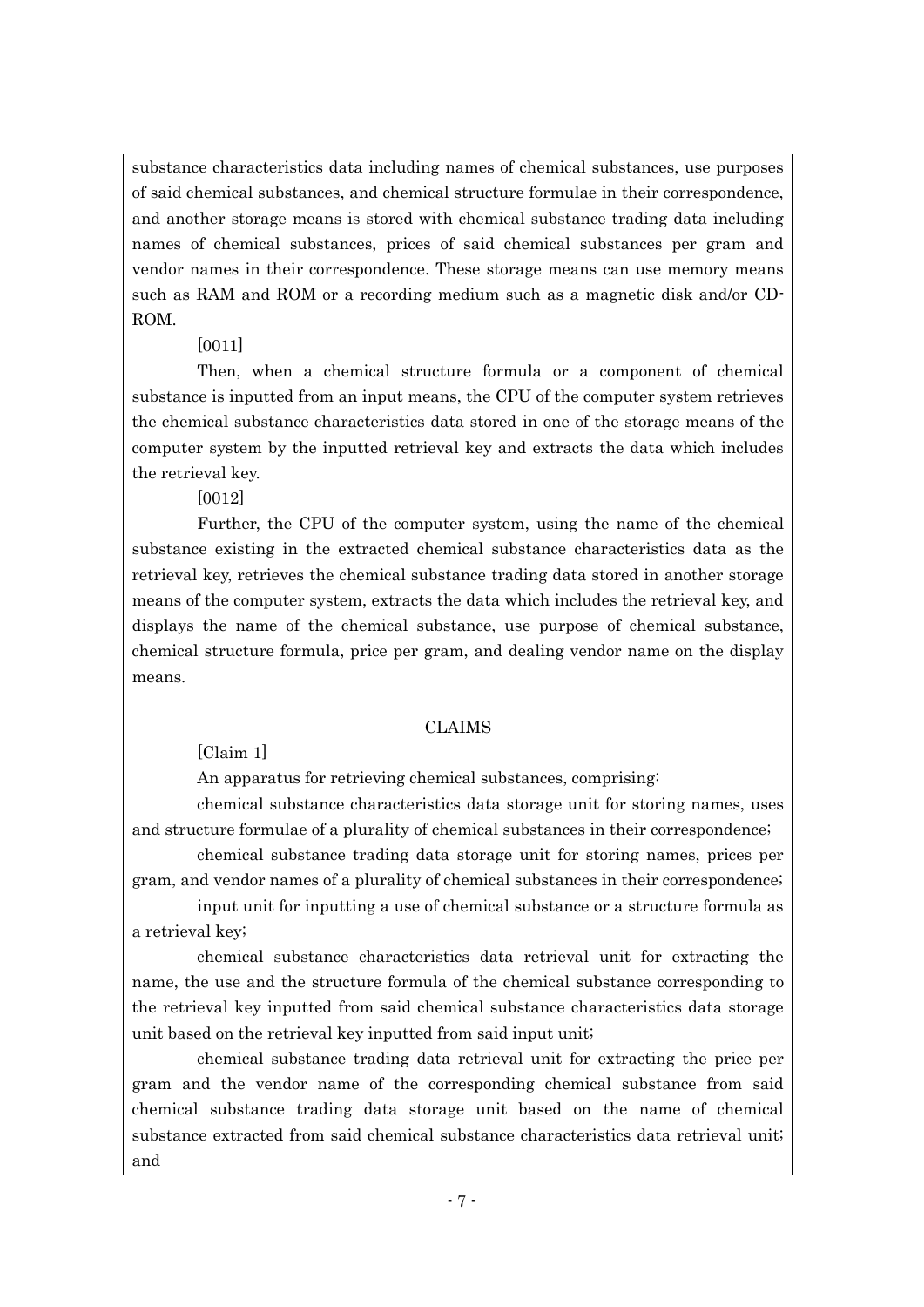substance characteristics data including names of chemical substances, use purposes of said chemical substances, and chemical structure formulae in their correspondence, and another storage means is stored with chemical substance trading data including names of chemical substances, prices of said chemical substances per gram and vendor names in their correspondence. These storage means can use memory means such as RAM and ROM or a recording medium such as a magnetic disk and/or CD-ROM.

[0011]

Then, when a chemical structure formula or a component of chemical substance is inputted from an input means, the CPU of the computer system retrieves the chemical substance characteristics data stored in one of the storage means of the computer system by the inputted retrieval key and extracts the data which includes the retrieval key.

[0012]

Further, the CPU of the computer system, using the name of the chemical substance existing in the extracted chemical substance characteristics data as the retrieval key, retrieves the chemical substance trading data stored in another storage means of the computer system, extracts the data which includes the retrieval key, and displays the name of the chemical substance, use purpose of chemical substance, chemical structure formula, price per gram, and dealing vendor name on the display means.

## CLAIMS

[Claim 1]

An apparatus for retrieving chemical substances, comprising:

chemical substance characteristics data storage unit for storing names, uses and structure formulae of a plurality of chemical substances in their correspondence;

chemical substance trading data storage unit for storing names, prices per gram, and vendor names of a plurality of chemical substances in their correspondence;

input unit for inputting a use of chemical substance or a structure formula as a retrieval key;

chemical substance characteristics data retrieval unit for extracting the name, the use and the structure formula of the chemical substance corresponding to the retrieval key inputted from said chemical substance characteristics data storage unit based on the retrieval key inputted from said input unit;

chemical substance trading data retrieval unit for extracting the price per gram and the vendor name of the corresponding chemical substance from said chemical substance trading data storage unit based on the name of chemical substance extracted from said chemical substance characteristics data retrieval unit; and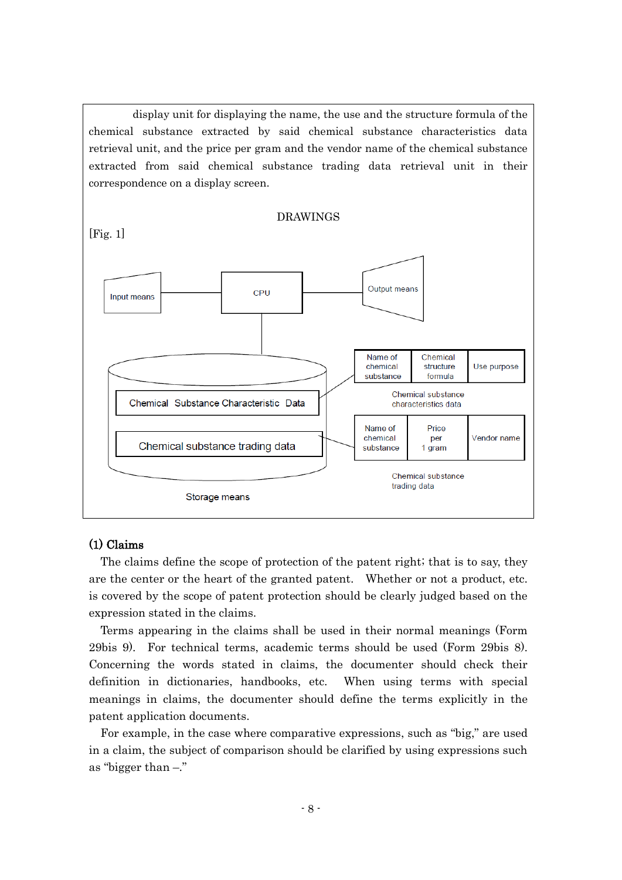display unit for displaying the name, the use and the structure formula of the chemical substance extracted by said chemical substance characteristics data retrieval unit, and the price per gram and the vendor name of the chemical substance extracted from said chemical substance trading data retrieval unit in their correspondence on a display screen.

DRAWINGS

[Fig. 1]

Input means

CPU

Output means

Chemical Substance Characteristic Data

Chemical substance trading data

Storage means

| Name of chemical substance | Chemical structure formula | Use purpose |
|---|---|---|

Chemical substance characteristics data

| Name of chemical substance | Price per 1 gram | Vendor name |
|---|---|---|

Chemical substance trading data

### (1) Claims

The claims define the scope of protection of the patent right; that is to say, they are the center or the heart of the granted patent. Whether or not a product, etc. is covered by the scope of patent protection should be clearly judged based on the expression stated in the claims.

Terms appearing in the claims shall be used in their normal meanings (Form 29bis 9). For technical terms, academic terms should be used (Form 29bis 8). Concerning the words stated in claims, the documenter should check their definition in dictionaries, handbooks, etc. When using terms with special meanings in claims, the documenter should define the terms explicitly in the patent application documents.

For example, in the case where comparative expressions, such as "big," are used in a claim, the subject of comparison should be clarified by using expressions such as "bigger than –."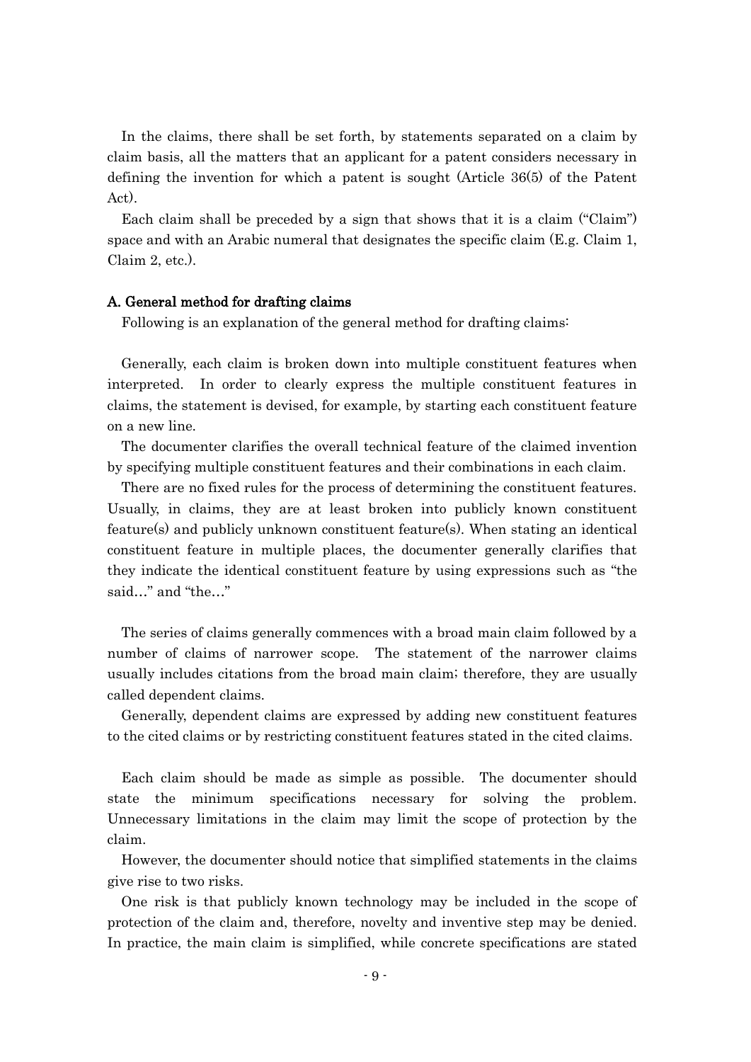In the claims, there shall be set forth, by statements separated on a claim by claim basis, all the matters that an applicant for a patent considers necessary in defining the invention for which a patent is sought (Article 36(5) of the Patent Act).

Each claim shall be preceded by a sign that shows that it is a claim ("Claim") space and with an Arabic numeral that designates the specific claim (E.g. Claim 1, Claim 2, etc.).

### A. General method for drafting claims

Following is an explanation of the general method for drafting claims:

Generally, each claim is broken down into multiple constituent features when interpreted. In order to clearly express the multiple constituent features in claims, the statement is devised, for example, by starting each constituent feature on a new line.

The documenter clarifies the overall technical feature of the claimed invention by specifying multiple constituent features and their combinations in each claim.

There are no fixed rules for the process of determining the constituent features. Usually, in claims, they are at least broken into publicly known constituent feature(s) and publicly unknown constituent feature(s). When stating an identical constituent feature in multiple places, the documenter generally clarifies that they indicate the identical constituent feature by using expressions such as "the said…" and "the…"

The series of claims generally commences with a broad main claim followed by a number of claims of narrower scope. The statement of the narrower claims usually includes citations from the broad main claim; therefore, they are usually called dependent claims.

Generally, dependent claims are expressed by adding new constituent features to the cited claims or by restricting constituent features stated in the cited claims.

Each claim should be made as simple as possible. The documenter should state the minimum specifications necessary for solving the problem. Unnecessary limitations in the claim may limit the scope of protection by the claim.

However, the documenter should notice that simplified statements in the claims give rise to two risks.

One risk is that publicly known technology may be included in the scope of protection of the claim and, therefore, novelty and inventive step may be denied. In practice, the main claim is simplified, while concrete specifications are stated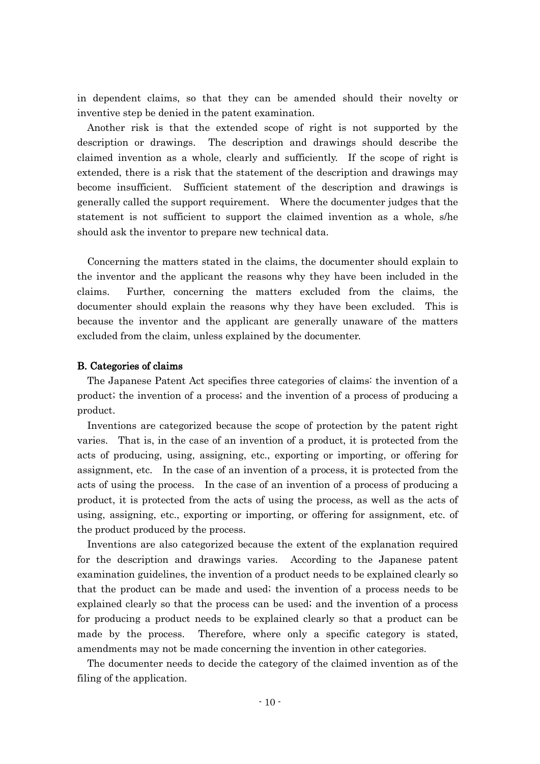in dependent claims, so that they can be amended should their novelty or inventive step be denied in the patent examination.

Another risk is that the extended scope of right is not supported by the description or drawings. The description and drawings should describe the claimed invention as a whole, clearly and sufficiently. If the scope of right is extended, there is a risk that the statement of the description and drawings may become insufficient. Sufficient statement of the description and drawings is generally called the support requirement. Where the documenter judges that the statement is not sufficient to support the claimed invention as a whole, s/he should ask the inventor to prepare new technical data.

Concerning the matters stated in the claims, the documenter should explain to the inventor and the applicant the reasons why they have been included in the claims. Further, concerning the matters excluded from the claims, the documenter should explain the reasons why they have been excluded. This is because the inventor and the applicant are generally unaware of the matters excluded from the claim, unless explained by the documenter.

**B. Categories of claims**

The Japanese Patent Act specifies three categories of claims: the invention of a product; the invention of a process; and the invention of a process of producing a product.

Inventions are categorized because the scope of protection by the patent right varies. That is, in the case of an invention of a product, it is protected from the acts of producing, using, assigning, etc., exporting or importing, or offering for assignment, etc. In the case of an invention of a process, it is protected from the acts of using the process. In the case of an invention of a process of producing a product, it is protected from the acts of using the process, as well as the acts of using, assigning, etc., exporting or importing, or offering for assignment, etc. of the product produced by the process.

Inventions are also categorized because the extent of the explanation required for the description and drawings varies. According to the Japanese patent examination guidelines, the invention of a product needs to be explained clearly so that the product can be made and used; the invention of a process needs to be explained clearly so that the process can be used; and the invention of a process for producing a product needs to be explained clearly so that a product can be made by the process. Therefore, where only a specific category is stated, amendments may not be made concerning the invention in other categories.

The documenter needs to decide the category of the claimed invention as of the filing of the application.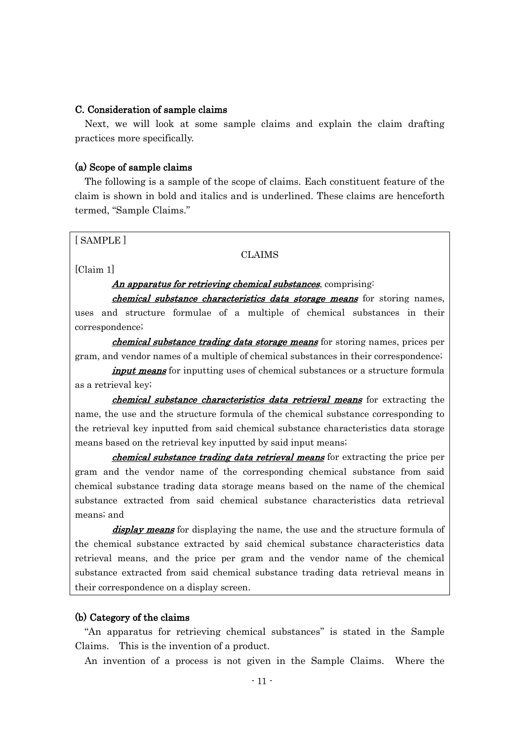### C. Consideration of sample claims

Next, we will look at some sample claims and explain the claim drafting practices more specifically.

#### (a) Scope of sample claims

The following is a sample of the scope of claims. Each constituent feature of the claim is shown in bold and italics and is underlined. These claims are henceforth termed, "Sample Claims."

> [ SAMPLE ]
>
> CLAIMS
>
> [Claim 1]
>
> ***<u>An apparatus for retrieving chemical substances</u>***, comprising:
>
> ***<u>chemical substance characteristics data storage means</u>*** for storing names, uses and structure formulae of a multiple of chemical substances in their correspondence;
>
> ***<u>chemical substance trading data storage means</u>*** for storing names, prices per gram, and vendor names of a multiple of chemical substances in their correspondence;
>
> ***<u>input means</u>*** for inputting uses of chemical substances or a structure formula as a retrieval key;
>
> ***<u>chemical substance characteristics data retrieval means</u>*** for extracting the name, the use and the structure formula of the chemical substance corresponding to the retrieval key inputted from said chemical substance characteristics data storage means based on the retrieval key inputted by said input means;
>
> ***<u>chemical substance trading data retrieval means</u>*** for extracting the price per gram and the vendor name of the corresponding chemical substance from said chemical substance trading data storage means based on the name of the chemical substance extracted from said chemical substance characteristics data retrieval means; and
>
> ***<u>display means</u>*** for displaying the name, the use and the structure formula of the chemical substance extracted by said chemical substance characteristics data retrieval means, and the price per gram and the vendor name of the chemical substance extracted from said chemical substance trading data retrieval means in their correspondence on a display screen.

#### (b) Category of the claims

"An apparatus for retrieving chemical substances" is stated in the Sample Claims. This is the invention of a product.

An invention of a process is not given in the Sample Claims. Where the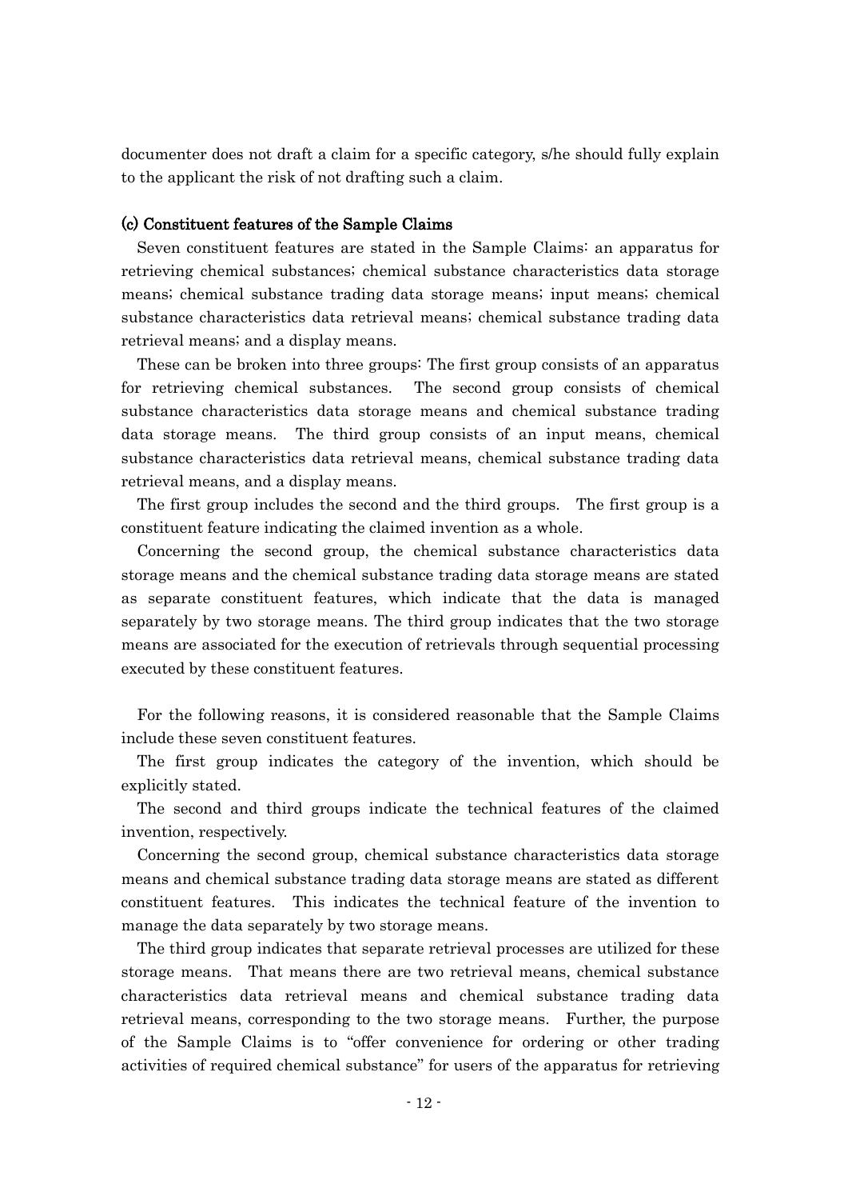documenter does not draft a claim for a specific category, s/he should fully explain to the applicant the risk of not drafting such a claim.

### (c) Constituent features of the Sample Claims

Seven constituent features are stated in the Sample Claims: an apparatus for retrieving chemical substances; chemical substance characteristics data storage means; chemical substance trading data storage means; input means; chemical substance characteristics data retrieval means; chemical substance trading data retrieval means; and a display means.

These can be broken into three groups: The first group consists of an apparatus for retrieving chemical substances. The second group consists of chemical substance characteristics data storage means and chemical substance trading data storage means. The third group consists of an input means, chemical substance characteristics data retrieval means, chemical substance trading data retrieval means, and a display means.

The first group includes the second and the third groups. The first group is a constituent feature indicating the claimed invention as a whole.

Concerning the second group, the chemical substance characteristics data storage means and the chemical substance trading data storage means are stated as separate constituent features, which indicate that the data is managed separately by two storage means. The third group indicates that the two storage means are associated for the execution of retrievals through sequential processing executed by these constituent features.

For the following reasons, it is considered reasonable that the Sample Claims include these seven constituent features.

The first group indicates the category of the invention, which should be explicitly stated.

The second and third groups indicate the technical features of the claimed invention, respectively.

Concerning the second group, chemical substance characteristics data storage means and chemical substance trading data storage means are stated as different constituent features. This indicates the technical feature of the invention to manage the data separately by two storage means.

The third group indicates that separate retrieval processes are utilized for these storage means. That means there are two retrieval means, chemical substance characteristics data retrieval means and chemical substance trading data retrieval means, corresponding to the two storage means. Further, the purpose of the Sample Claims is to "offer convenience for ordering or other trading activities of required chemical substance" for users of the apparatus for retrieving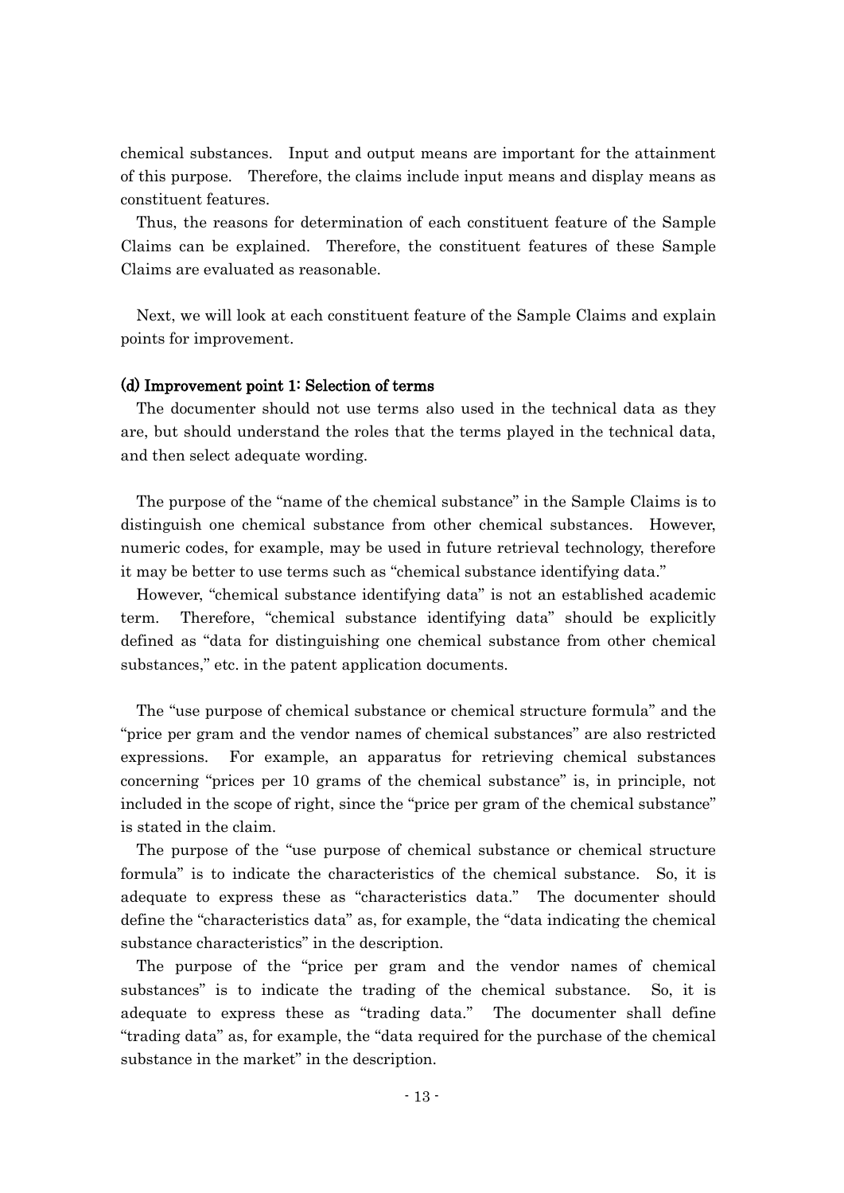chemical substances. Input and output means are important for the attainment of this purpose. Therefore, the claims include input means and display means as constituent features.

Thus, the reasons for determination of each constituent feature of the Sample Claims can be explained. Therefore, the constituent features of these Sample Claims are evaluated as reasonable.

Next, we will look at each constituent feature of the Sample Claims and explain points for improvement.

#### (d) Improvement point 1: Selection of terms

The documenter should not use terms also used in the technical data as they are, but should understand the roles that the terms played in the technical data, and then select adequate wording.

The purpose of the "name of the chemical substance" in the Sample Claims is to distinguish one chemical substance from other chemical substances. However, numeric codes, for example, may be used in future retrieval technology, therefore it may be better to use terms such as "chemical substance identifying data."

However, "chemical substance identifying data" is not an established academic term. Therefore, "chemical substance identifying data" should be explicitly defined as "data for distinguishing one chemical substance from other chemical substances," etc. in the patent application documents.

The "use purpose of chemical substance or chemical structure formula" and the "price per gram and the vendor names of chemical substances" are also restricted expressions. For example, an apparatus for retrieving chemical substances concerning "prices per 10 grams of the chemical substance" is, in principle, not included in the scope of right, since the "price per gram of the chemical substance" is stated in the claim.

The purpose of the "use purpose of chemical substance or chemical structure formula" is to indicate the characteristics of the chemical substance. So, it is adequate to express these as "characteristics data." The documenter should define the "characteristics data" as, for example, the "data indicating the chemical substance characteristics" in the description.

The purpose of the "price per gram and the vendor names of chemical substances" is to indicate the trading of the chemical substance. So, it is adequate to express these as "trading data." The documenter shall define "trading data" as, for example, the "data required for the purchase of the chemical substance in the market" in the description.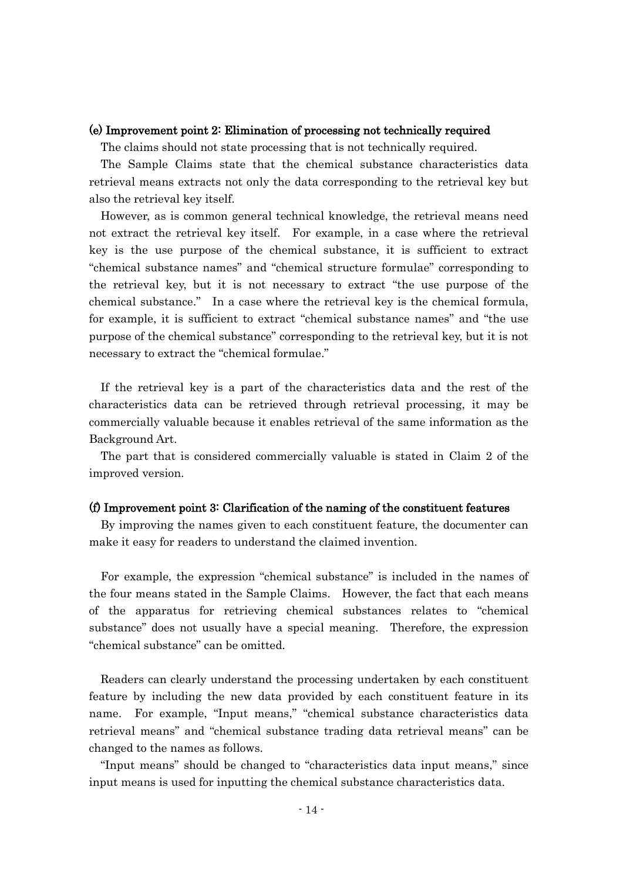#### (e) Improvement point 2: Elimination of processing not technically required

The claims should not state processing that is not technically required.

The Sample Claims state that the chemical substance characteristics data retrieval means extracts not only the data corresponding to the retrieval key but also the retrieval key itself.

However, as is common general technical knowledge, the retrieval means need not extract the retrieval key itself. For example, in a case where the retrieval key is the use purpose of the chemical substance, it is sufficient to extract "chemical substance names" and "chemical structure formulae" corresponding to the retrieval key, but it is not necessary to extract "the use purpose of the chemical substance." In a case where the retrieval key is the chemical formula, for example, it is sufficient to extract "chemical substance names" and "the use purpose of the chemical substance" corresponding to the retrieval key, but it is not necessary to extract the "chemical formulae."

If the retrieval key is a part of the characteristics data and the rest of the characteristics data can be retrieved through retrieval processing, it may be commercially valuable because it enables retrieval of the same information as the Background Art.

The part that is considered commercially valuable is stated in Claim 2 of the improved version.

#### (f) Improvement point 3: Clarification of the naming of the constituent features

By improving the names given to each constituent feature, the documenter can make it easy for readers to understand the claimed invention.

For example, the expression "chemical substance" is included in the names of the four means stated in the Sample Claims. However, the fact that each means of the apparatus for retrieving chemical substances relates to "chemical substance" does not usually have a special meaning. Therefore, the expression "chemical substance" can be omitted.

Readers can clearly understand the processing undertaken by each constituent feature by including the new data provided by each constituent feature in its name. For example, "Input means," "chemical substance characteristics data retrieval means" and "chemical substance trading data retrieval means" can be changed to the names as follows.

"Input means" should be changed to "characteristics data input means," since input means is used for inputting the chemical substance characteristics data.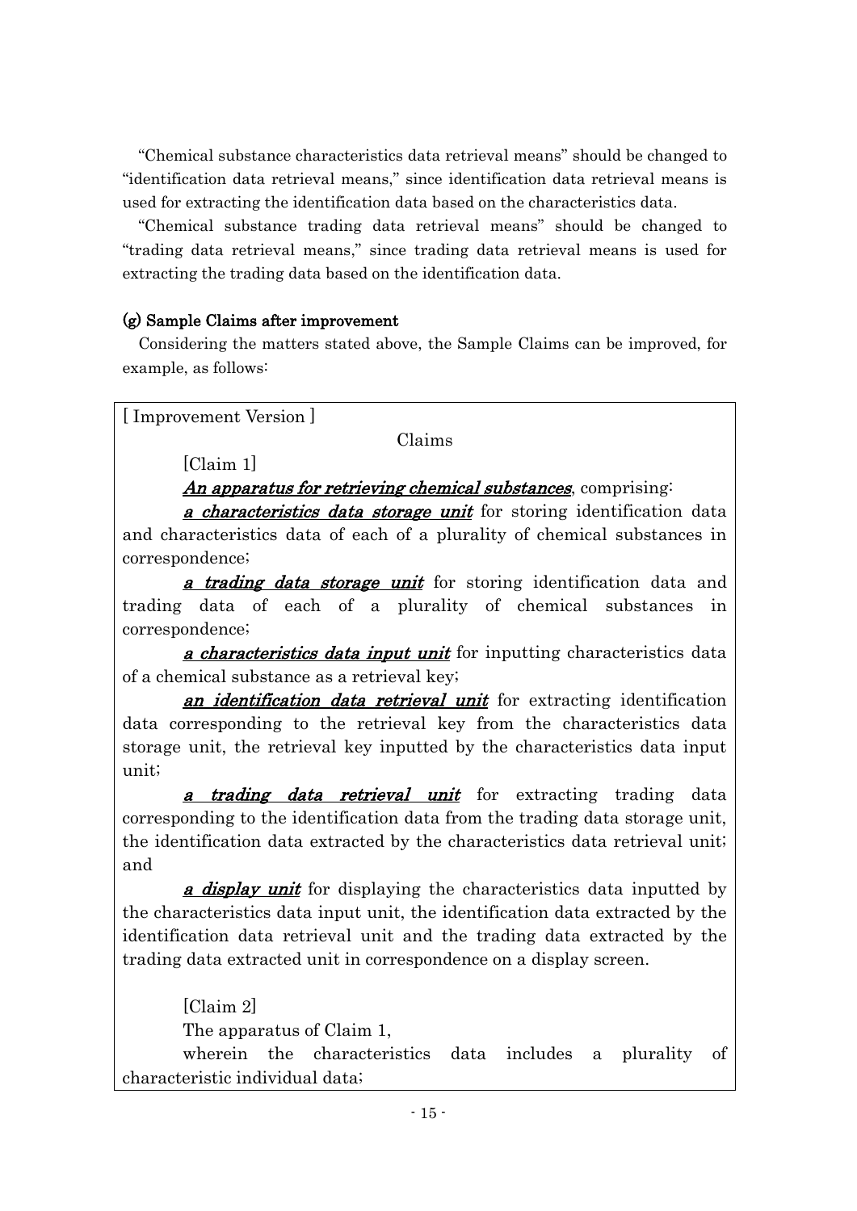"Chemical substance characteristics data retrieval means" should be changed to "identification data retrieval means," since identification data retrieval means is used for extracting the identification data based on the characteristics data.

"Chemical substance trading data retrieval means" should be changed to "trading data retrieval means," since trading data retrieval means is used for extracting the trading data based on the identification data.

### (g) Sample Claims after improvement

Considering the matters stated above, the Sample Claims can be improved, for example, as follows:

> [ Improvement Version ]
>
> Claims
>
> [Claim 1]
>
> ***An apparatus for retrieving chemical substances***, comprising:
>
> ***a characteristics data storage unit*** for storing identification data and characteristics data of each of a plurality of chemical substances in correspondence;
>
> ***a trading data storage unit*** for storing identification data and trading data of each of a plurality of chemical substances in correspondence;
>
> ***a characteristics data input unit*** for inputting characteristics data of a chemical substance as a retrieval key;
>
> ***an identification data retrieval unit*** for extracting identification data corresponding to the retrieval key from the characteristics data storage unit, the retrieval key inputted by the characteristics data input unit;
>
> ***a trading data retrieval unit*** for extracting trading data corresponding to the identification data from the trading data storage unit, the identification data extracted by the characteristics data retrieval unit; and
>
> ***a display unit*** for displaying the characteristics data inputted by the characteristics data input unit, the identification data extracted by the identification data retrieval unit and the trading data extracted by the trading data extracted unit in correspondence on a display screen.
>
> [Claim 2]
>
> The apparatus of Claim 1,
>
> wherein the characteristics data includes a plurality of characteristic individual data;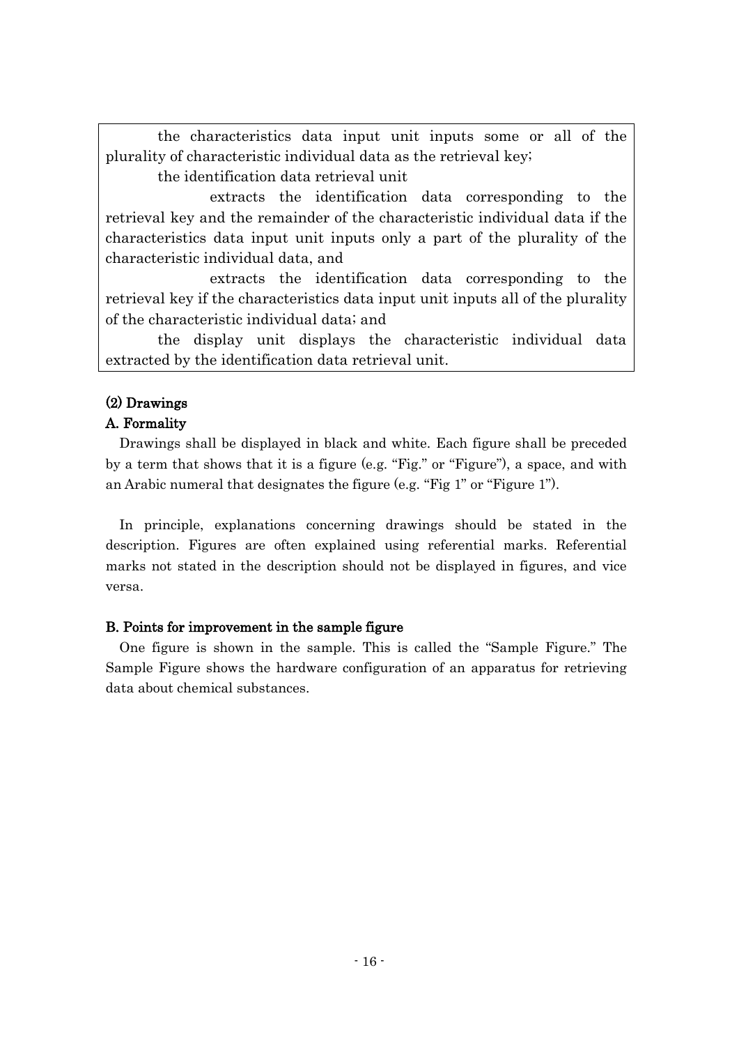the characteristics data input unit inputs some or all of the plurality of characteristic individual data as the retrieval key;

the identification data retrieval unit

extracts the identification data corresponding to the retrieval key and the remainder of the characteristic individual data if the characteristics data input unit inputs only a part of the plurality of the characteristic individual data, and

extracts the identification data corresponding to the retrieval key if the characteristics data input unit inputs all of the plurality of the characteristic individual data; and

the display unit displays the characteristic individual data extracted by the identification data retrieval unit.

### (2) Drawings

#### A. Formality

Drawings shall be displayed in black and white. Each figure shall be preceded by a term that shows that it is a figure (e.g. "Fig." or "Figure"), a space, and with an Arabic numeral that designates the figure (e.g. "Fig 1" or "Figure 1").

In principle, explanations concerning drawings should be stated in the description. Figures are often explained using referential marks. Referential marks not stated in the description should not be displayed in figures, and vice versa.

#### B. Points for improvement in the sample figure

One figure is shown in the sample. This is called the "Sample Figure." The Sample Figure shows the hardware configuration of an apparatus for retrieving data about chemical substances.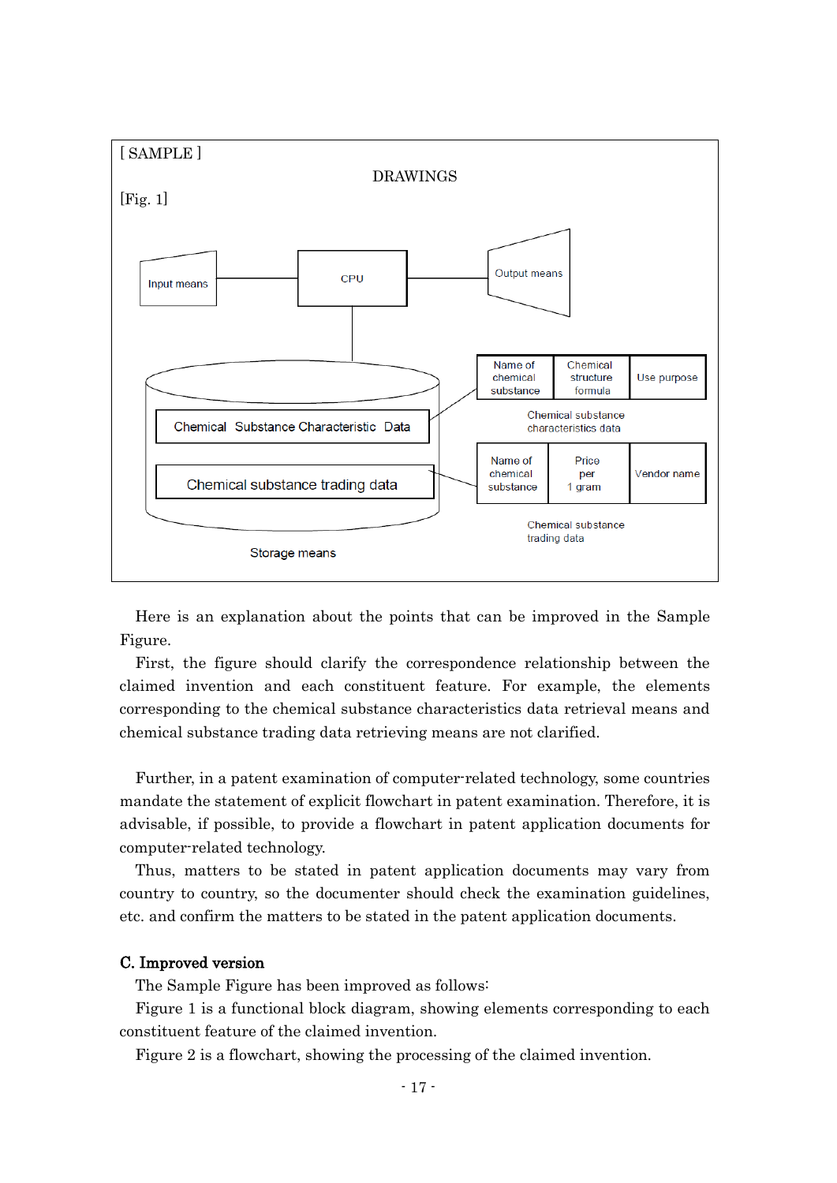[ SAMPLE ]

DRAWINGS

[Fig. 1]

Input means

CPU

Output means

Chemical Substance Characteristic Data

Chemical substance trading data

Storage means

| Name of chemical substance | Chemical structure formula | Use purpose |
|---|---|---|

Chemical substance characteristics data

| Name of chemical substance | Price per 1 gram | Vendor name |
|---|---|---|

Chemical substance trading data

Here is an explanation about the points that can be improved in the Sample Figure.

First, the figure should clarify the correspondence relationship between the claimed invention and each constituent feature. For example, the elements corresponding to the chemical substance characteristics data retrieval means and chemical substance trading data retrieving means are not clarified.

Further, in a patent examination of computer-related technology, some countries mandate the statement of explicit flowchart in patent examination. Therefore, it is advisable, if possible, to provide a flowchart in patent application documents for computer-related technology.

Thus, matters to be stated in patent application documents may vary from country to country, so the documenter should check the examination guidelines, etc. and confirm the matters to be stated in the patent application documents.

**C. Improved version**

The Sample Figure has been improved as follows:

Figure 1 is a functional block diagram, showing elements corresponding to each constituent feature of the claimed invention.

Figure 2 is a flowchart, showing the processing of the claimed invention.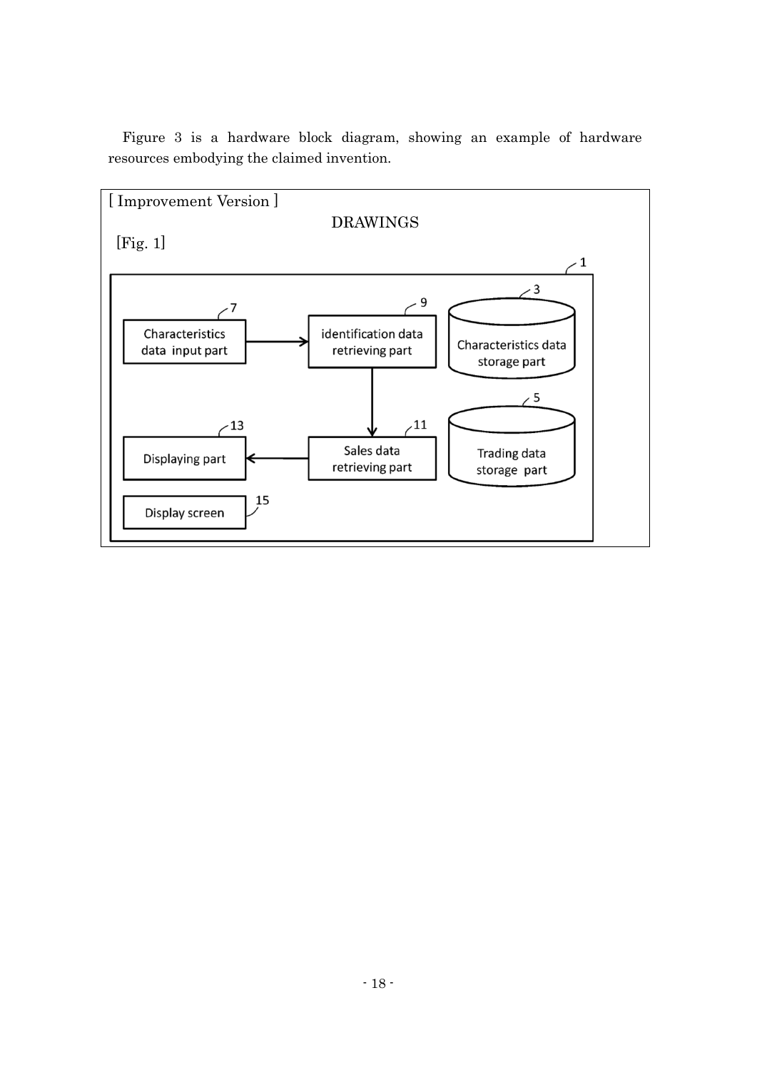Figure 3 is a hardware block diagram, showing an example of hardware resources embodying the claimed invention.

[ Improvement Version ]

DRAWINGS

[Fig. 1]

1

7 Characteristics data input part

9 identification data retrieving part

3 Characteristics data storage part

5 Trading data storage part

11 Sales data retrieving part

13 Displaying part

15 Display screen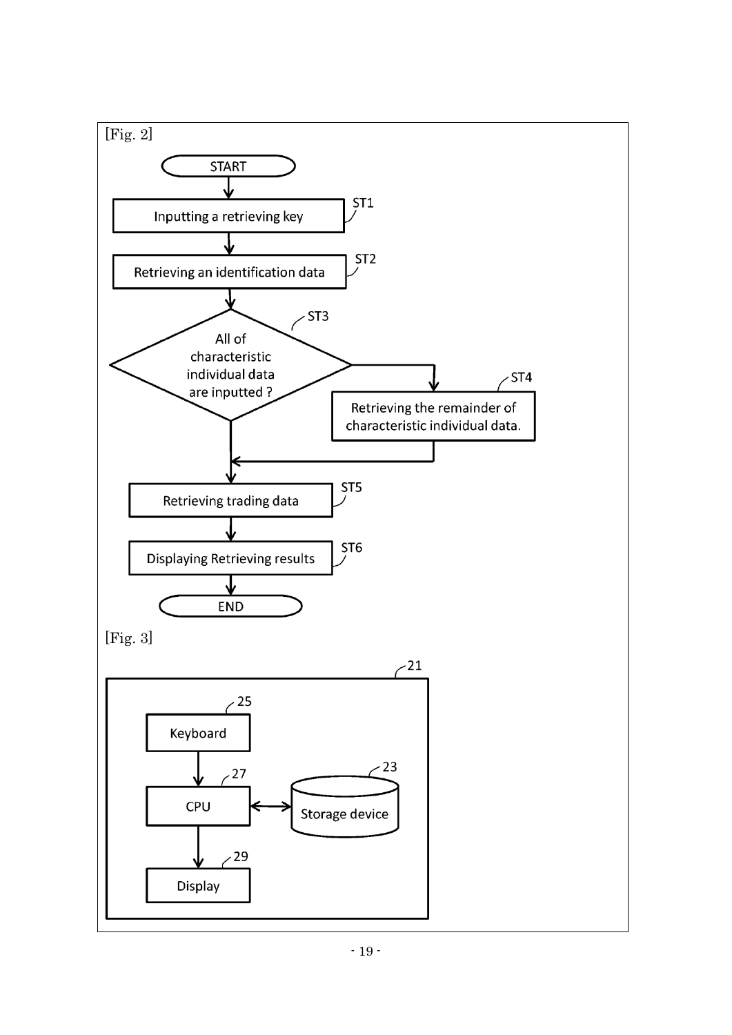[Fig. 2]

START

ST1 Inputting a retrieving key

ST2 Retrieving an identification data

ST3 All of characteristic individual data are inputted ?

ST4 Retrieving the remainder of characteristic individual data.

ST5 Retrieving trading data

ST6 Displaying Retrieving results

END

[Fig. 3]

21

25 Keyboard

27 CPU

23 Storage device

29 Display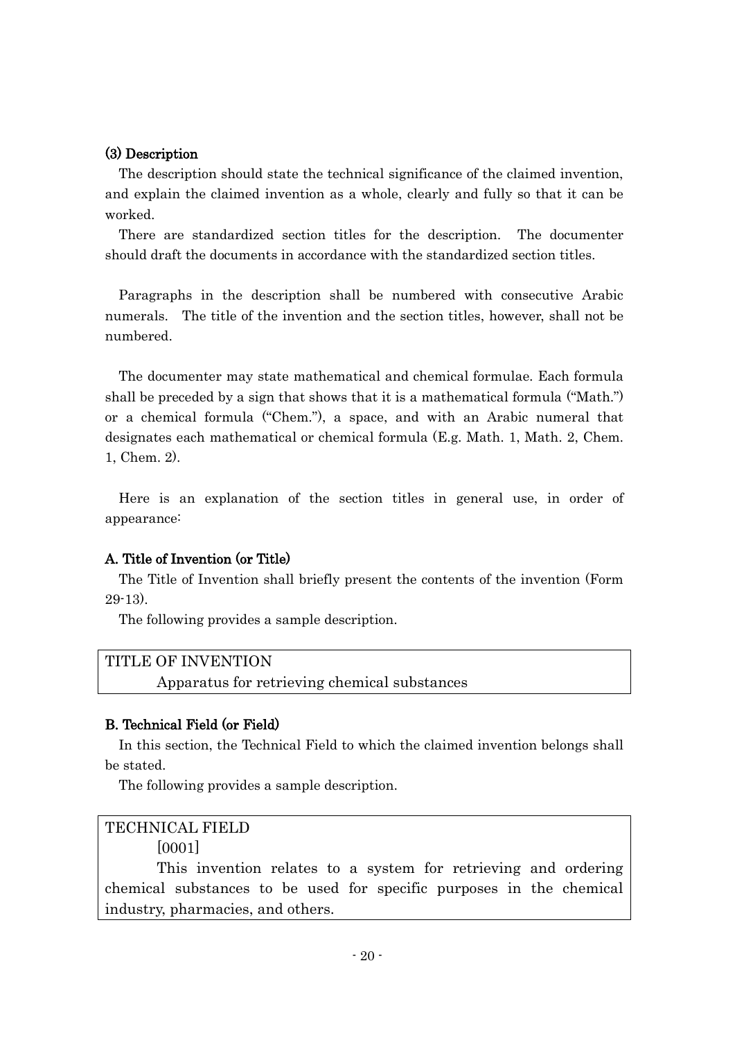### (3) Description

The description should state the technical significance of the claimed invention, and explain the claimed invention as a whole, clearly and fully so that it can be worked.

There are standardized section titles for the description. The documenter should draft the documents in accordance with the standardized section titles.

Paragraphs in the description shall be numbered with consecutive Arabic numerals. The title of the invention and the section titles, however, shall not be numbered.

The documenter may state mathematical and chemical formulae. Each formula shall be preceded by a sign that shows that it is a mathematical formula ("Math.") or a chemical formula ("Chem."), a space, and with an Arabic numeral that designates each mathematical or chemical formula (E.g. Math. 1, Math. 2, Chem. 1, Chem. 2).

Here is an explanation of the section titles in general use, in order of appearance:

#### A. Title of Invention (or Title)

The Title of Invention shall briefly present the contents of the invention (Form 29-13).

The following provides a sample description.

| TITLE OF INVENTION<br>Apparatus for retrieving chemical substances |
|---|

#### B. Technical Field (or Field)

In this section, the Technical Field to which the claimed invention belongs shall be stated.

The following provides a sample description.

| TECHNICAL FIELD<br>[0001]<br>This invention relates to a system for retrieving and ordering chemical substances to be used for specific purposes in the chemical industry, pharmacies, and others. |
|---|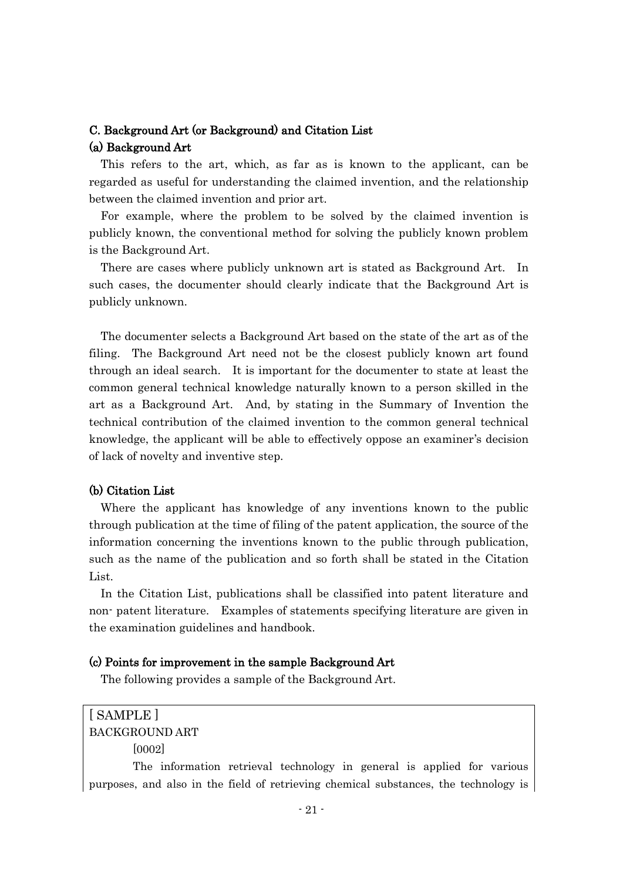### C. Background Art (or Background) and Citation List

#### (a) Background Art

This refers to the art, which, as far as is known to the applicant, can be regarded as useful for understanding the claimed invention, and the relationship between the claimed invention and prior art.

For example, where the problem to be solved by the claimed invention is publicly known, the conventional method for solving the publicly known problem is the Background Art.

There are cases where publicly unknown art is stated as Background Art. In such cases, the documenter should clearly indicate that the Background Art is publicly unknown.

The documenter selects a Background Art based on the state of the art as of the filing. The Background Art need not be the closest publicly known art found through an ideal search. It is important for the documenter to state at least the common general technical knowledge naturally known to a person skilled in the art as a Background Art. And, by stating in the Summary of Invention the technical contribution of the claimed invention to the common general technical knowledge, the applicant will be able to effectively oppose an examiner's decision of lack of novelty and inventive step.

#### (b) Citation List

Where the applicant has knowledge of any inventions known to the public through publication at the time of filing of the patent application, the source of the information concerning the inventions known to the public through publication, such as the name of the publication and so forth shall be stated in the Citation List.

In the Citation List, publications shall be classified into patent literature and non- patent literature. Examples of statements specifying literature are given in the examination guidelines and handbook.

#### (c) Points for improvement in the sample Background Art

The following provides a sample of the Background Art.

[ SAMPLE ]
BACKGROUND ART

[0002]

The information retrieval technology in general is applied for various purposes, and also in the field of retrieving chemical substances, the technology is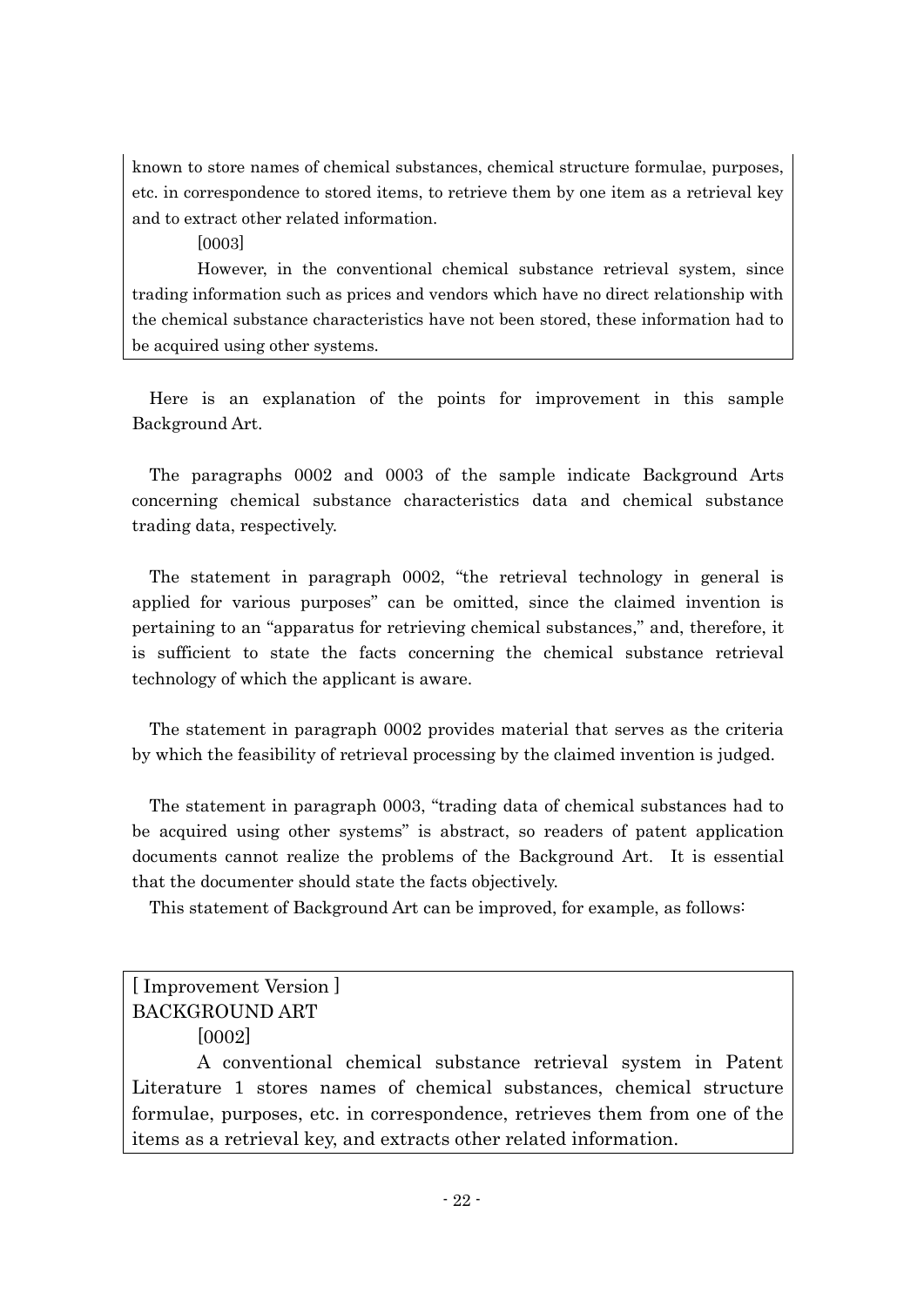known to store names of chemical substances, chemical structure formulae, purposes, etc. in correspondence to stored items, to retrieve them by one item as a retrieval key and to extract other related information.

[0003]

However, in the conventional chemical substance retrieval system, since trading information such as prices and vendors which have no direct relationship with the chemical substance characteristics have not been stored, these information had to be acquired using other systems.

Here is an explanation of the points for improvement in this sample Background Art.

The paragraphs 0002 and 0003 of the sample indicate Background Arts concerning chemical substance characteristics data and chemical substance trading data, respectively.

The statement in paragraph 0002, "the retrieval technology in general is applied for various purposes" can be omitted, since the claimed invention is pertaining to an "apparatus for retrieving chemical substances," and, therefore, it is sufficient to state the facts concerning the chemical substance retrieval technology of which the applicant is aware.

The statement in paragraph 0002 provides material that serves as the criteria by which the feasibility of retrieval processing by the claimed invention is judged.

The statement in paragraph 0003, "trading data of chemical substances had to be acquired using other systems" is abstract, so readers of patent application documents cannot realize the problems of the Background Art. It is essential that the documenter should state the facts objectively.

This statement of Background Art can be improved, for example, as follows:

[ Improvement Version ]

BACKGROUND ART

[0002]

A conventional chemical substance retrieval system in Patent Literature 1 stores names of chemical substances, chemical structure formulae, purposes, etc. in correspondence, retrieves them from one of the items as a retrieval key, and extracts other related information.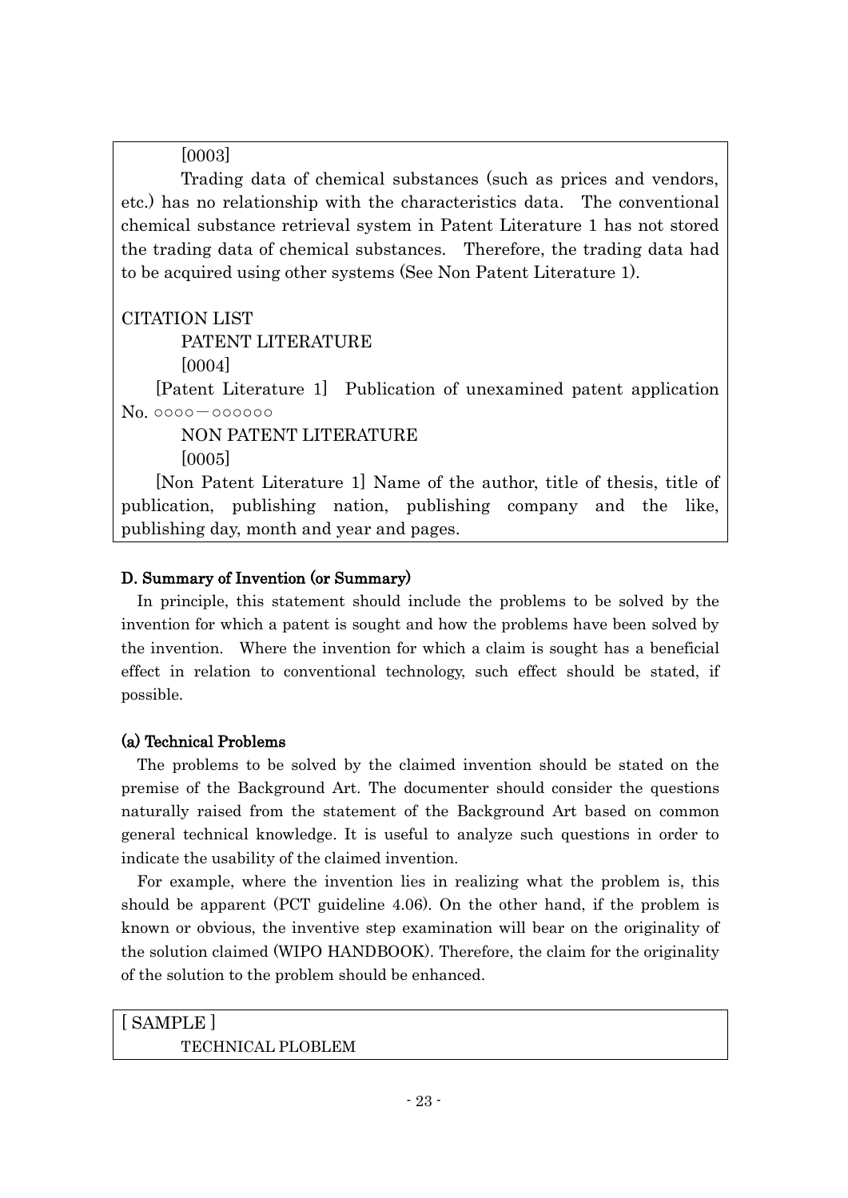[0003]

Trading data of chemical substances (such as prices and vendors, etc.) has no relationship with the characteristics data. The conventional chemical substance retrieval system in Patent Literature 1 has not stored the trading data of chemical substances. Therefore, the trading data had to be acquired using other systems (See Non Patent Literature 1).

CITATION LIST

PATENT LITERATURE

[0004]

[Patent Literature 1] Publication of unexamined patent application No. ○○○○－○○○○○○

NON PATENT LITERATURE

[0005]

[Non Patent Literature 1] Name of the author, title of thesis, title of publication, publishing nation, publishing company and the like, publishing day, month and year and pages.

### D. Summary of Invention (or Summary)

In principle, this statement should include the problems to be solved by the invention for which a patent is sought and how the problems have been solved by the invention. Where the invention for which a claim is sought has a beneficial effect in relation to conventional technology, such effect should be stated, if possible.

#### (a) Technical Problems

The problems to be solved by the claimed invention should be stated on the premise of the Background Art. The documenter should consider the questions naturally raised from the statement of the Background Art based on common general technical knowledge. It is useful to analyze such questions in order to indicate the usability of the claimed invention.

For example, where the invention lies in realizing what the problem is, this should be apparent (PCT guideline 4.06). On the other hand, if the problem is known or obvious, the inventive step examination will bear on the originality of the solution claimed (WIPO HANDBOOK). Therefore, the claim for the originality of the solution to the problem should be enhanced.

[ SAMPLE ]

TECHNICAL PLOBLEM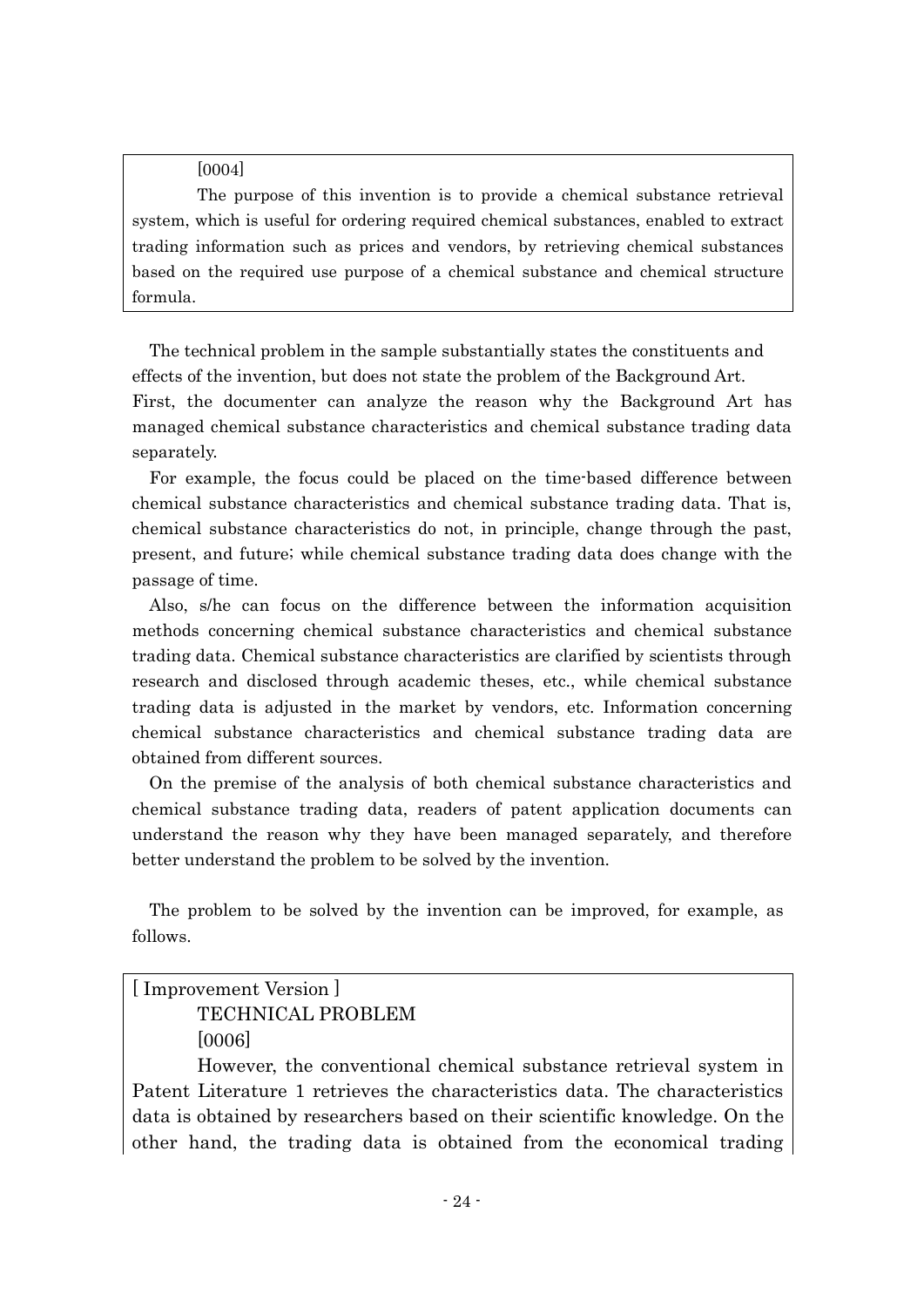> [0004]
>
> The purpose of this invention is to provide a chemical substance retrieval system, which is useful for ordering required chemical substances, enabled to extract trading information such as prices and vendors, by retrieving chemical substances based on the required use purpose of a chemical substance and chemical structure formula.

The technical problem in the sample substantially states the constituents and effects of the invention, but does not state the problem of the Background Art.
First, the documenter can analyze the reason why the Background Art has managed chemical substance characteristics and chemical substance trading data separately.

For example, the focus could be placed on the time-based difference between chemical substance characteristics and chemical substance trading data. That is, chemical substance characteristics do not, in principle, change through the past, present, and future; while chemical substance trading data does change with the passage of time.

Also, s/he can focus on the difference between the information acquisition methods concerning chemical substance characteristics and chemical substance trading data. Chemical substance characteristics are clarified by scientists through research and disclosed through academic theses, etc., while chemical substance trading data is adjusted in the market by vendors, etc. Information concerning chemical substance characteristics and chemical substance trading data are obtained from different sources.

On the premise of the analysis of both chemical substance characteristics and chemical substance trading data, readers of patent application documents can understand the reason why they have been managed separately, and therefore better understand the problem to be solved by the invention.

The problem to be solved by the invention can be improved, for example, as follows.

> [ Improvement Version ]
>
> TECHNICAL PROBLEM
>
> [0006]
>
> However, the conventional chemical substance retrieval system in Patent Literature 1 retrieves the characteristics data. The characteristics data is obtained by researchers based on their scientific knowledge. On the other hand, the trading data is obtained from the economical trading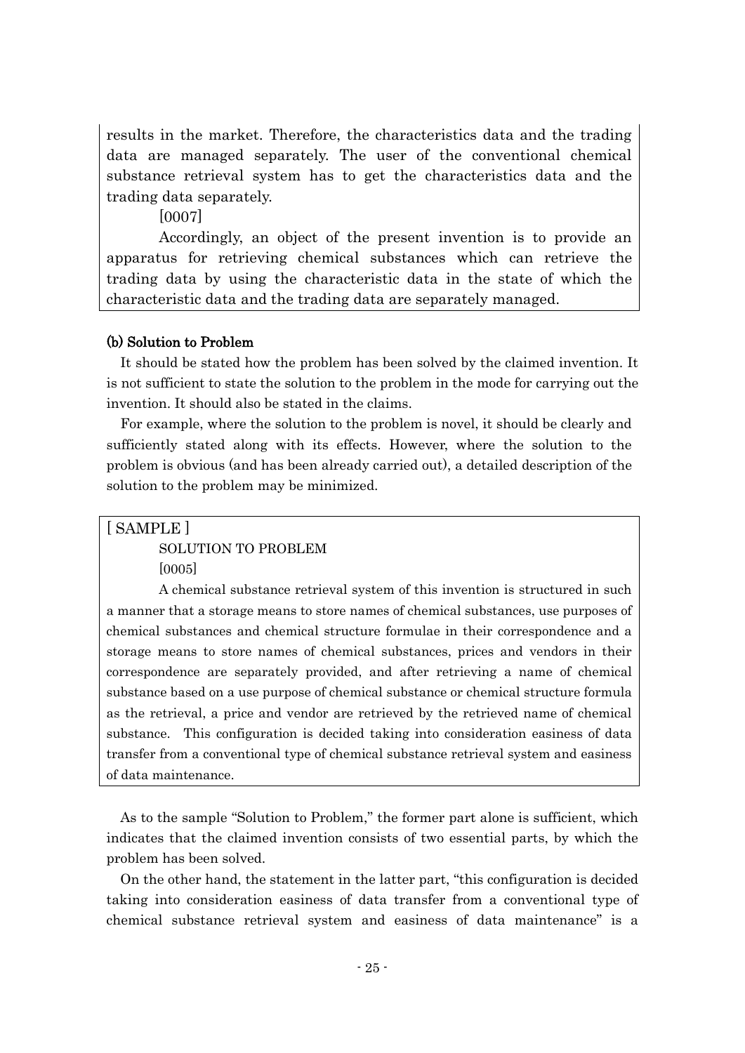results in the market. Therefore, the characteristics data and the trading data are managed separately. The user of the conventional chemical substance retrieval system has to get the characteristics data and the trading data separately.

[0007]

Accordingly, an object of the present invention is to provide an apparatus for retrieving chemical substances which can retrieve the trading data by using the characteristic data in the state of which the characteristic data and the trading data are separately managed.

### (b) Solution to Problem

It should be stated how the problem has been solved by the claimed invention. It is not sufficient to state the solution to the problem in the mode for carrying out the invention. It should also be stated in the claims.

For example, where the solution to the problem is novel, it should be clearly and sufficiently stated along with its effects. However, where the solution to the problem is obvious (and has been already carried out), a detailed description of the solution to the problem may be minimized.

[ SAMPLE ]

SOLUTION TO PROBLEM

[0005]

A chemical substance retrieval system of this invention is structured in such a manner that a storage means to store names of chemical substances, use purposes of chemical substances and chemical structure formulae in their correspondence and a storage means to store names of chemical substances, prices and vendors in their correspondence are separately provided, and after retrieving a name of chemical substance based on a use purpose of chemical substance or chemical structure formula as the retrieval, a price and vendor are retrieved by the retrieved name of chemical substance. This configuration is decided taking into consideration easiness of data transfer from a conventional type of chemical substance retrieval system and easiness of data maintenance.

As to the sample "Solution to Problem," the former part alone is sufficient, which indicates that the claimed invention consists of two essential parts, by which the problem has been solved.

On the other hand, the statement in the latter part, "this configuration is decided taking into consideration easiness of data transfer from a conventional type of chemical substance retrieval system and easiness of data maintenance" is a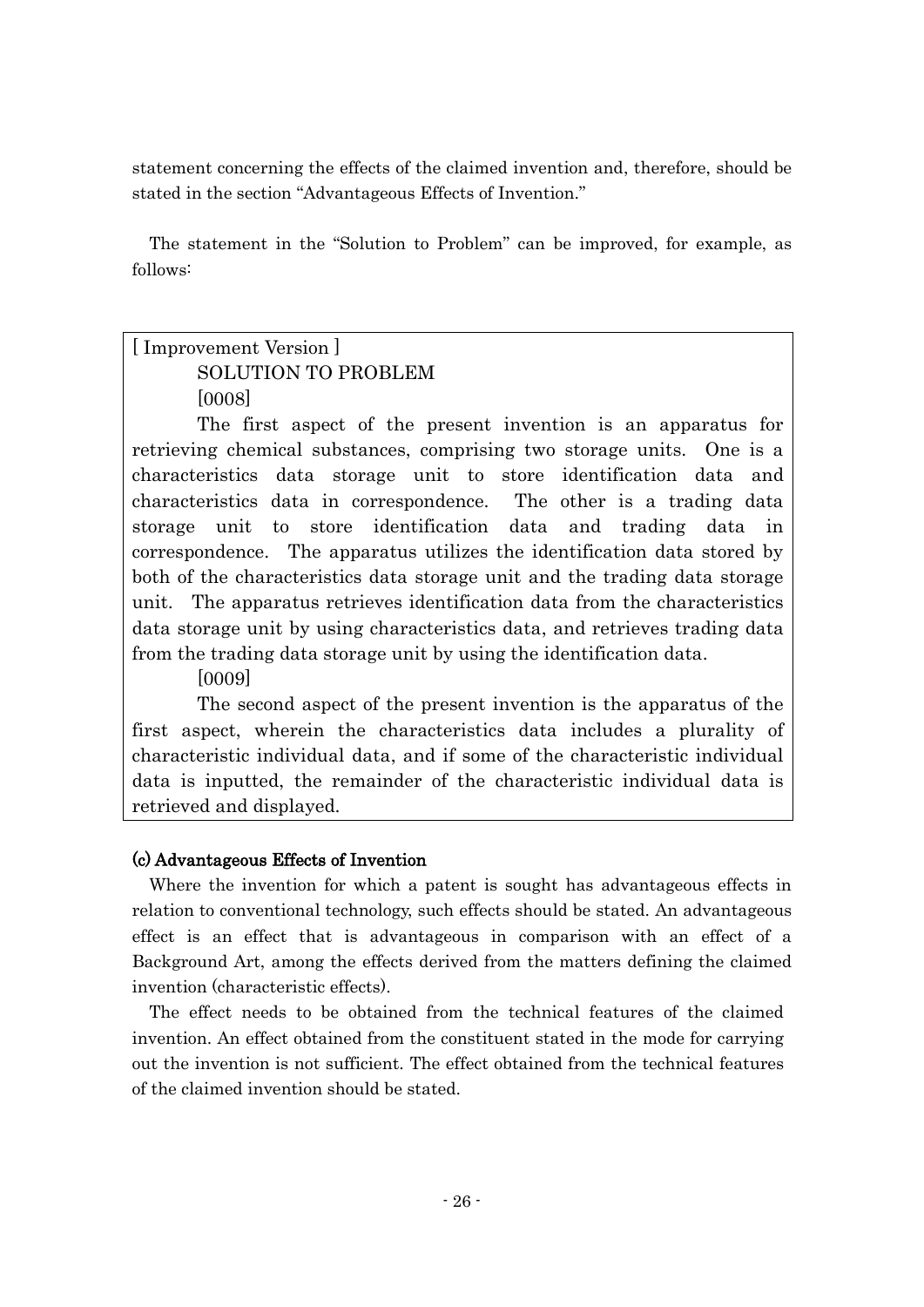statement concerning the effects of the claimed invention and, therefore, should be stated in the section "Advantageous Effects of Invention."

The statement in the "Solution to Problem" can be improved, for example, as follows:

> [ Improvement Version ]
>
> SOLUTION TO PROBLEM
>
> [0008]
>
> The first aspect of the present invention is an apparatus for retrieving chemical substances, comprising two storage units. One is a characteristics data storage unit to store identification data and characteristics data in correspondence. The other is a trading data storage unit to store identification data and trading data in correspondence. The apparatus utilizes the identification data stored by both of the characteristics data storage unit and the trading data storage unit. The apparatus retrieves identification data from the characteristics data storage unit by using characteristics data, and retrieves trading data from the trading data storage unit by using the identification data.
>
> [0009]
>
> The second aspect of the present invention is the apparatus of the first aspect, wherein the characteristics data includes a plurality of characteristic individual data, and if some of the characteristic individual data is inputted, the remainder of the characteristic individual data is retrieved and displayed.

#### (c) Advantageous Effects of Invention

Where the invention for which a patent is sought has advantageous effects in relation to conventional technology, such effects should be stated. An advantageous effect is an effect that is advantageous in comparison with an effect of a Background Art, among the effects derived from the matters defining the claimed invention (characteristic effects).

The effect needs to be obtained from the technical features of the claimed invention. An effect obtained from the constituent stated in the mode for carrying out the invention is not sufficient. The effect obtained from the technical features of the claimed invention should be stated.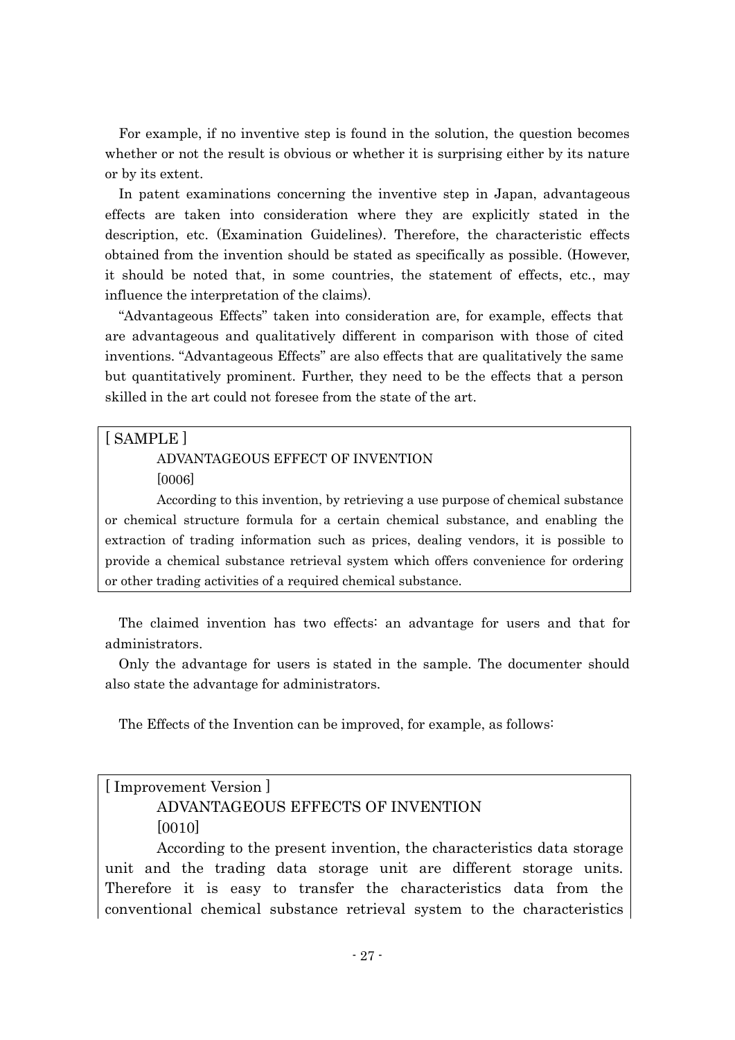For example, if no inventive step is found in the solution, the question becomes whether or not the result is obvious or whether it is surprising either by its nature or by its extent.

In patent examinations concerning the inventive step in Japan, advantageous effects are taken into consideration where they are explicitly stated in the description, etc. (Examination Guidelines). Therefore, the characteristic effects obtained from the invention should be stated as specifically as possible. (However, it should be noted that, in some countries, the statement of effects, etc., may influence the interpretation of the claims).

"Advantageous Effects" taken into consideration are, for example, effects that are advantageous and qualitatively different in comparison with those of cited inventions. "Advantageous Effects" are also effects that are qualitatively the same but quantitatively prominent. Further, they need to be the effects that a person skilled in the art could not foresee from the state of the art.

> [ SAMPLE ]
>
> ADVANTAGEOUS EFFECT OF INVENTION
>
> [0006]
>
> According to this invention, by retrieving a use purpose of chemical substance or chemical structure formula for a certain chemical substance, and enabling the extraction of trading information such as prices, dealing vendors, it is possible to provide a chemical substance retrieval system which offers convenience for ordering or other trading activities of a required chemical substance.

The claimed invention has two effects: an advantage for users and that for administrators.

Only the advantage for users is stated in the sample. The documenter should also state the advantage for administrators.

The Effects of the Invention can be improved, for example, as follows:

> [ Improvement Version ]
>
> ADVANTAGEOUS EFFECTS OF INVENTION
>
> [0010]
>
> According to the present invention, the characteristics data storage unit and the trading data storage unit are different storage units. Therefore it is easy to transfer the characteristics data from the conventional chemical substance retrieval system to the characteristics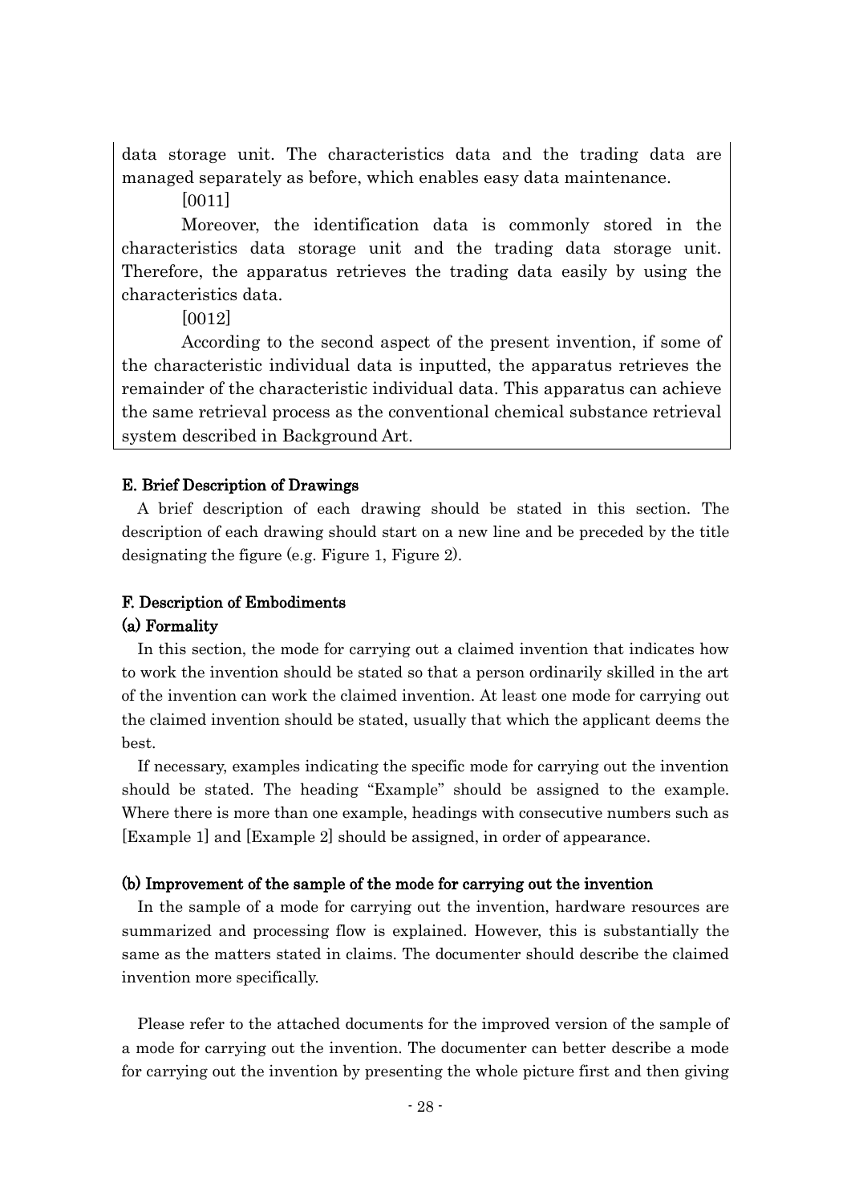data storage unit. The characteristics data and the trading data are managed separately as before, which enables easy data maintenance.

[0011]

Moreover, the identification data is commonly stored in the characteristics data storage unit and the trading data storage unit. Therefore, the apparatus retrieves the trading data easily by using the characteristics data.

[0012]

According to the second aspect of the present invention, if some of the characteristic individual data is inputted, the apparatus retrieves the remainder of the characteristic individual data. This apparatus can achieve the same retrieval process as the conventional chemical substance retrieval system described in Background Art.

#### E. Brief Description of Drawings

A brief description of each drawing should be stated in this section. The description of each drawing should start on a new line and be preceded by the title designating the figure (e.g. Figure 1, Figure 2).

#### F. Description of Embodiments

#### (a) Formality

In this section, the mode for carrying out a claimed invention that indicates how to work the invention should be stated so that a person ordinarily skilled in the art of the invention can work the claimed invention. At least one mode for carrying out the claimed invention should be stated, usually that which the applicant deems the best.

If necessary, examples indicating the specific mode for carrying out the invention should be stated. The heading "Example" should be assigned to the example. Where there is more than one example, headings with consecutive numbers such as [Example 1] and [Example 2] should be assigned, in order of appearance.

#### (b) Improvement of the sample of the mode for carrying out the invention

In the sample of a mode for carrying out the invention, hardware resources are summarized and processing flow is explained. However, this is substantially the same as the matters stated in claims. The documenter should describe the claimed invention more specifically.

Please refer to the attached documents for the improved version of the sample of a mode for carrying out the invention. The documenter can better describe a mode for carrying out the invention by presenting the whole picture first and then giving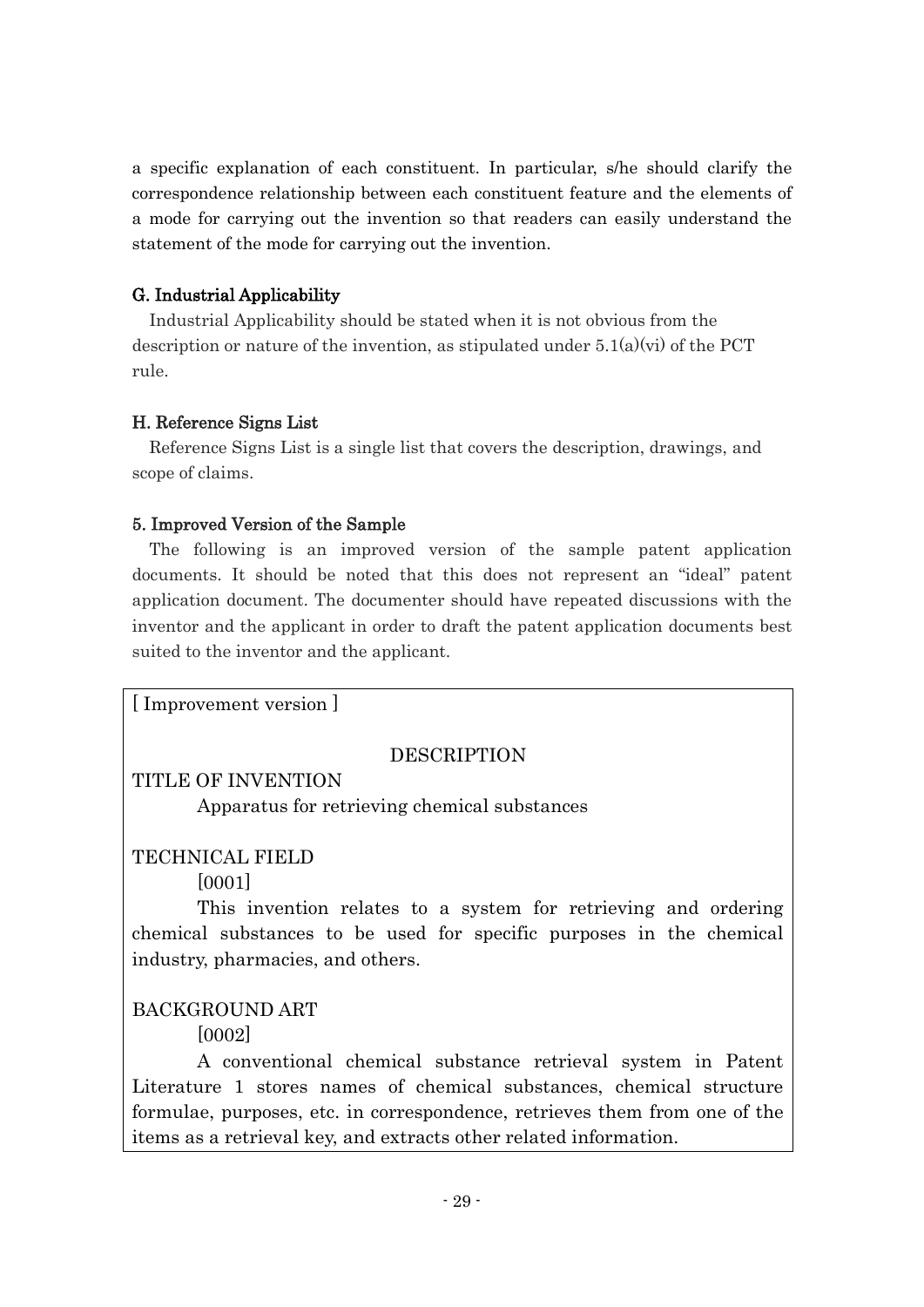a specific explanation of each constituent. In particular, s/he should clarify the correspondence relationship between each constituent feature and the elements of a mode for carrying out the invention so that readers can easily understand the statement of the mode for carrying out the invention.

### G. Industrial Applicability

Industrial Applicability should be stated when it is not obvious from the description or nature of the invention, as stipulated under 5.1(a)(vi) of the PCT rule.

### H. Reference Signs List

Reference Signs List is a single list that covers the description, drawings, and scope of claims.

## 5. Improved Version of the Sample

The following is an improved version of the sample patent application documents. It should be noted that this does not represent an "ideal" patent application document. The documenter should have repeated discussions with the inventor and the applicant in order to draft the patent application documents best suited to the inventor and the applicant.

[ Improvement version ]

DESCRIPTION

TITLE OF INVENTION

Apparatus for retrieving chemical substances

TECHNICAL FIELD

[0001]

This invention relates to a system for retrieving and ordering chemical substances to be used for specific purposes in the chemical industry, pharmacies, and others.

BACKGROUND ART

[0002]

A conventional chemical substance retrieval system in Patent Literature 1 stores names of chemical substances, chemical structure formulae, purposes, etc. in correspondence, retrieves them from one of the items as a retrieval key, and extracts other related information.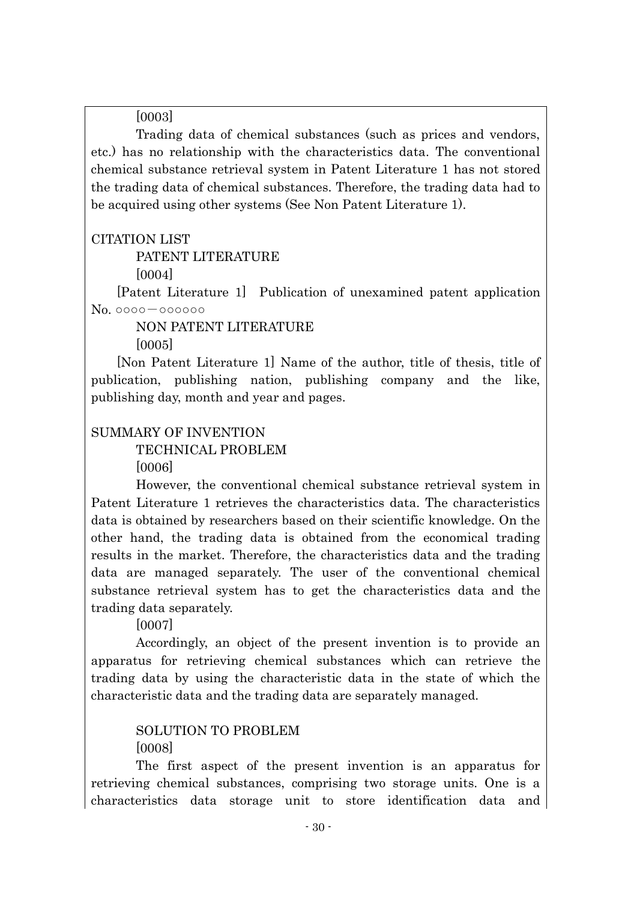[0003]

Trading data of chemical substances (such as prices and vendors, etc.) has no relationship with the characteristics data. The conventional chemical substance retrieval system in Patent Literature 1 has not stored the trading data of chemical substances. Therefore, the trading data had to be acquired using other systems (See Non Patent Literature 1).

CITATION LIST

PATENT LITERATURE

[0004]

[Patent Literature 1] Publication of unexamined patent application No. ○○○○−○○○○○○

NON PATENT LITERATURE

[0005]

[Non Patent Literature 1] Name of the author, title of thesis, title of publication, publishing nation, publishing company and the like, publishing day, month and year and pages.

SUMMARY OF INVENTION

TECHNICAL PROBLEM

[0006]

However, the conventional chemical substance retrieval system in Patent Literature 1 retrieves the characteristics data. The characteristics data is obtained by researchers based on their scientific knowledge. On the other hand, the trading data is obtained from the economical trading results in the market. Therefore, the characteristics data and the trading data are managed separately. The user of the conventional chemical substance retrieval system has to get the characteristics data and the trading data separately.

[0007]

Accordingly, an object of the present invention is to provide an apparatus for retrieving chemical substances which can retrieve the trading data by using the characteristic data in the state of which the characteristic data and the trading data are separately managed.

SOLUTION TO PROBLEM

[0008]

The first aspect of the present invention is an apparatus for retrieving chemical substances, comprising two storage units. One is a characteristics data storage unit to store identification data and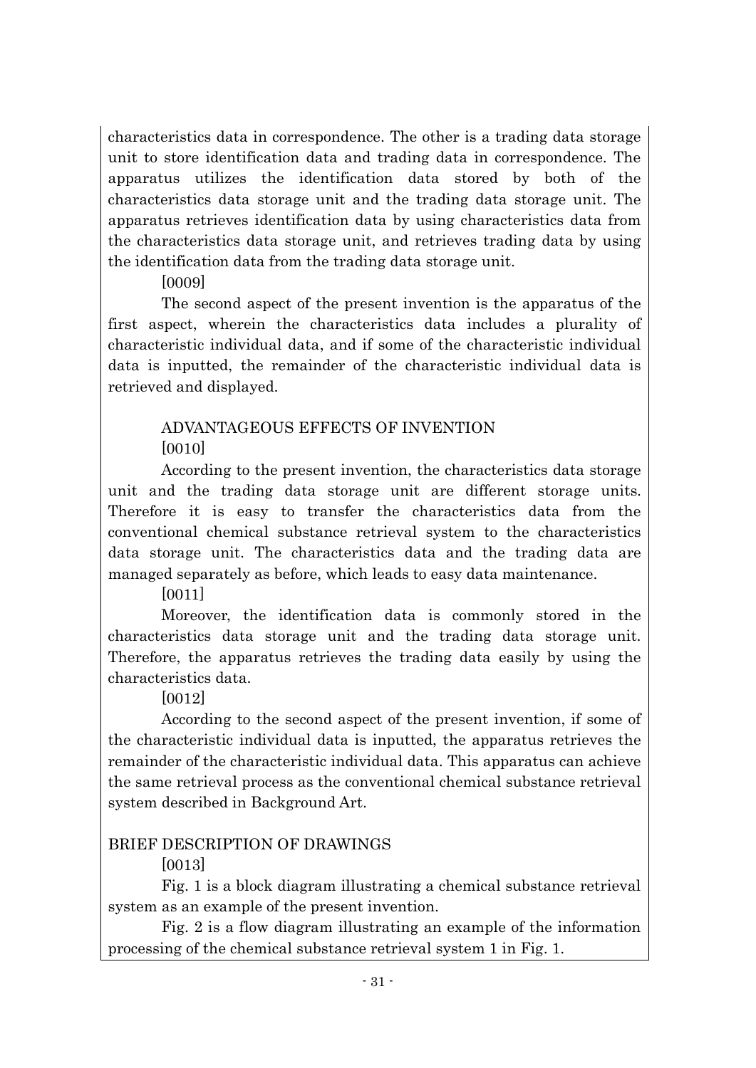characteristics data in correspondence. The other is a trading data storage unit to store identification data and trading data in correspondence. The apparatus utilizes the identification data stored by both of the characteristics data storage unit and the trading data storage unit. The apparatus retrieves identification data by using characteristics data from the characteristics data storage unit, and retrieves trading data by using the identification data from the trading data storage unit.

[0009]

The second aspect of the present invention is the apparatus of the first aspect, wherein the characteristics data includes a plurality of characteristic individual data, and if some of the characteristic individual data is inputted, the remainder of the characteristic individual data is retrieved and displayed.

## ADVANTAGEOUS EFFECTS OF INVENTION

[0010]

According to the present invention, the characteristics data storage unit and the trading data storage unit are different storage units. Therefore it is easy to transfer the characteristics data from the conventional chemical substance retrieval system to the characteristics data storage unit. The characteristics data and the trading data are managed separately as before, which leads to easy data maintenance.

[0011]

Moreover, the identification data is commonly stored in the characteristics data storage unit and the trading data storage unit. Therefore, the apparatus retrieves the trading data easily by using the characteristics data.

[0012]

According to the second aspect of the present invention, if some of the characteristic individual data is inputted, the apparatus retrieves the remainder of the characteristic individual data. This apparatus can achieve the same retrieval process as the conventional chemical substance retrieval system described in Background Art.

## BRIEF DESCRIPTION OF DRAWINGS

[0013]

Fig. 1 is a block diagram illustrating a chemical substance retrieval system as an example of the present invention.

Fig. 2 is a flow diagram illustrating an example of the information processing of the chemical substance retrieval system 1 in Fig. 1.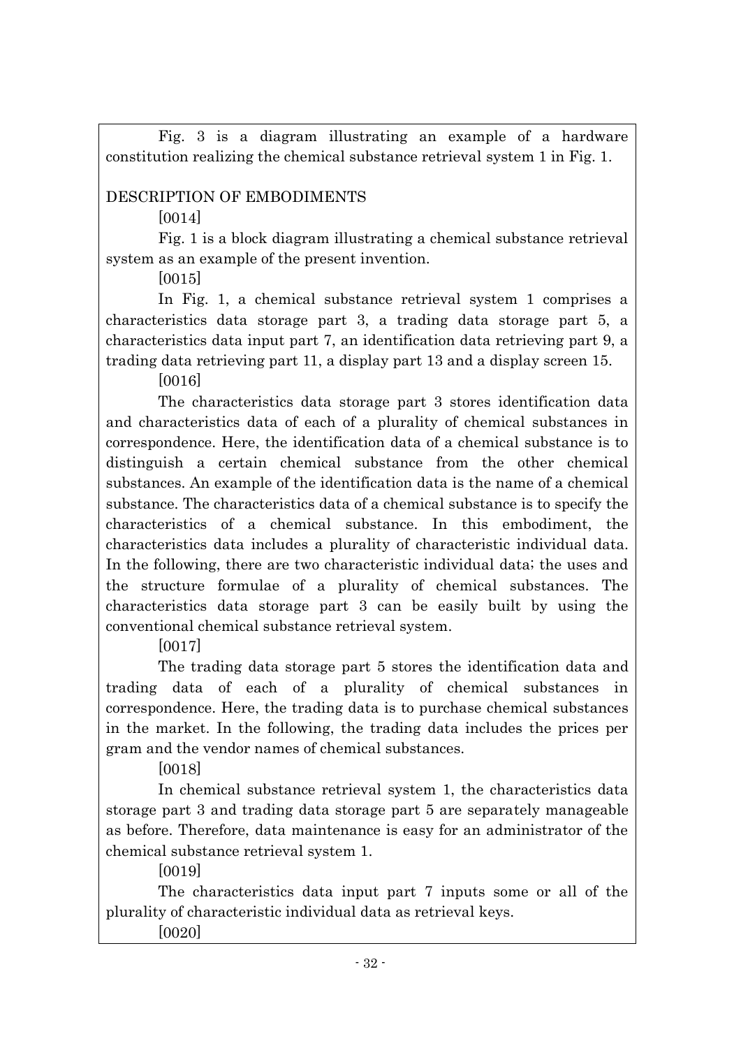Fig. 3 is a diagram illustrating an example of a hardware constitution realizing the chemical substance retrieval system 1 in Fig. 1.

## DESCRIPTION OF EMBODIMENTS

[0014]

Fig. 1 is a block diagram illustrating a chemical substance retrieval system as an example of the present invention.

[0015]

In Fig. 1, a chemical substance retrieval system 1 comprises a characteristics data storage part 3, a trading data storage part 5, a characteristics data input part 7, an identification data retrieving part 9, a trading data retrieving part 11, a display part 13 and a display screen 15.

[0016]

The characteristics data storage part 3 stores identification data and characteristics data of each of a plurality of chemical substances in correspondence. Here, the identification data of a chemical substance is to distinguish a certain chemical substance from the other chemical substances. An example of the identification data is the name of a chemical substance. The characteristics data of a chemical substance is to specify the characteristics of a chemical substance. In this embodiment, the characteristics data includes a plurality of characteristic individual data. In the following, there are two characteristic individual data; the uses and the structure formulae of a plurality of chemical substances. The characteristics data storage part 3 can be easily built by using the conventional chemical substance retrieval system.

[0017]

The trading data storage part 5 stores the identification data and trading data of each of a plurality of chemical substances in correspondence. Here, the trading data is to purchase chemical substances in the market. In the following, the trading data includes the prices per gram and the vendor names of chemical substances.

[0018]

In chemical substance retrieval system 1, the characteristics data storage part 3 and trading data storage part 5 are separately manageable as before. Therefore, data maintenance is easy for an administrator of the chemical substance retrieval system 1.

[0019]

The characteristics data input part 7 inputs some or all of the plurality of characteristic individual data as retrieval keys.

[0020]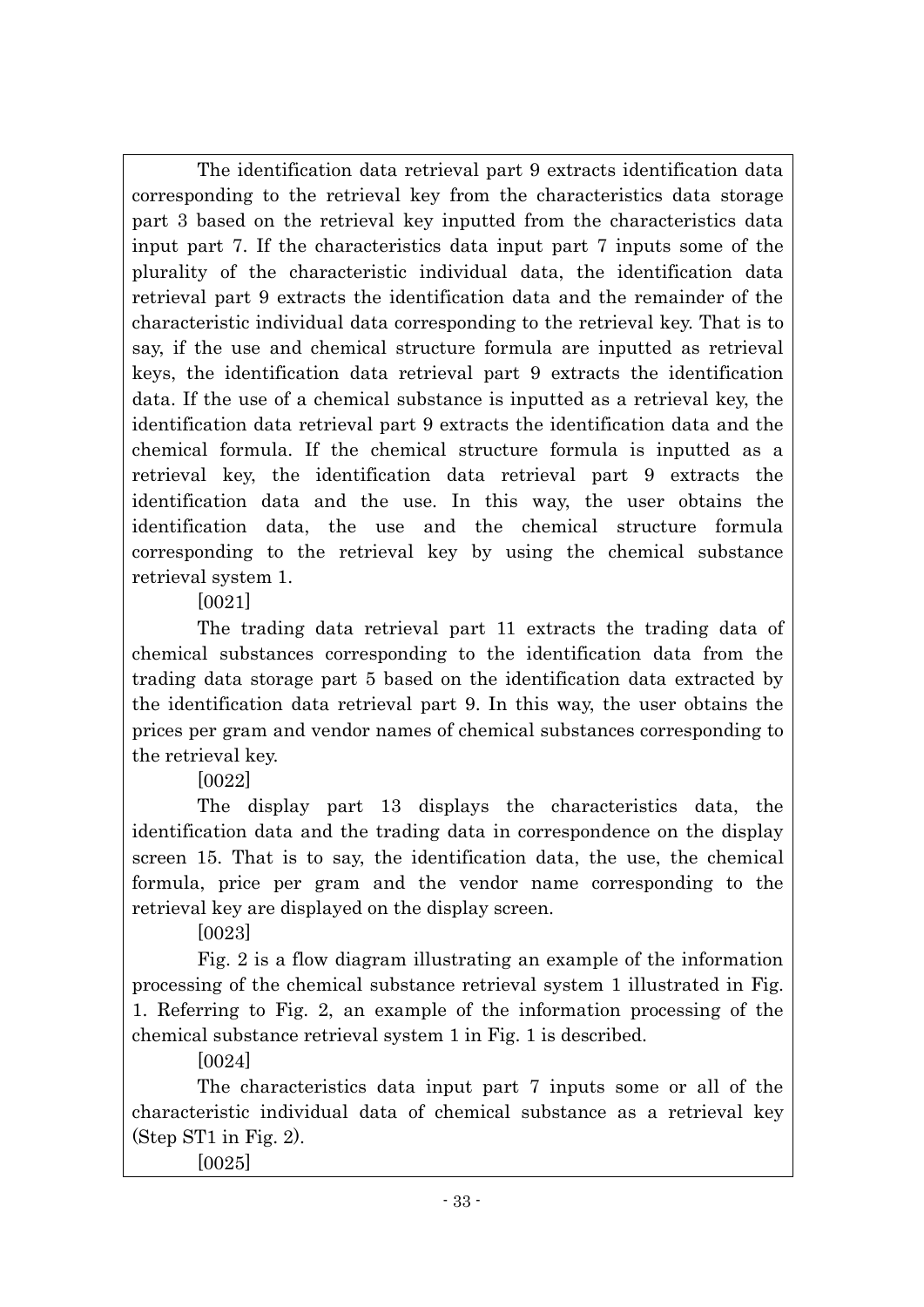The identification data retrieval part 9 extracts identification data corresponding to the retrieval key from the characteristics data storage part 3 based on the retrieval key inputted from the characteristics data input part 7. If the characteristics data input part 7 inputs some of the plurality of the characteristic individual data, the identification data retrieval part 9 extracts the identification data and the remainder of the characteristic individual data corresponding to the retrieval key. That is to say, if the use and chemical structure formula are inputted as retrieval keys, the identification data retrieval part 9 extracts the identification data. If the use of a chemical substance is inputted as a retrieval key, the identification data retrieval part 9 extracts the identification data and the chemical formula. If the chemical structure formula is inputted as a retrieval key, the identification data retrieval part 9 extracts the identification data and the use. In this way, the user obtains the identification data, the use and the chemical structure formula corresponding to the retrieval key by using the chemical substance retrieval system 1.

[0021]

The trading data retrieval part 11 extracts the trading data of chemical substances corresponding to the identification data from the trading data storage part 5 based on the identification data extracted by the identification data retrieval part 9. In this way, the user obtains the prices per gram and vendor names of chemical substances corresponding to the retrieval key.

[0022]

The display part 13 displays the characteristics data, the identification data and the trading data in correspondence on the display screen 15. That is to say, the identification data, the use, the chemical formula, price per gram and the vendor name corresponding to the retrieval key are displayed on the display screen.

[0023]

Fig. 2 is a flow diagram illustrating an example of the information processing of the chemical substance retrieval system 1 illustrated in Fig. 1. Referring to Fig. 2, an example of the information processing of the chemical substance retrieval system 1 in Fig. 1 is described.

[0024]

The characteristics data input part 7 inputs some or all of the characteristic individual data of chemical substance as a retrieval key (Step ST1 in Fig. 2).

[0025]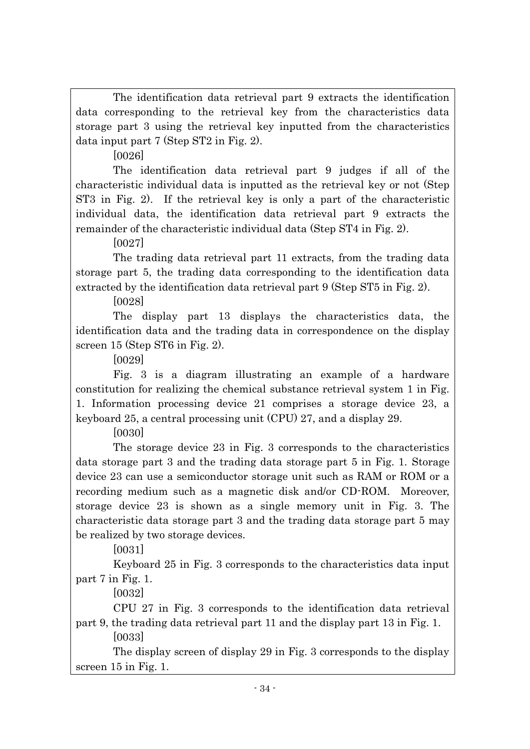The identification data retrieval part 9 extracts the identification data corresponding to the retrieval key from the characteristics data storage part 3 using the retrieval key inputted from the characteristics data input part 7 (Step ST2 in Fig. 2).

[0026]

The identification data retrieval part 9 judges if all of the characteristic individual data is inputted as the retrieval key or not (Step ST3 in Fig. 2). If the retrieval key is only a part of the characteristic individual data, the identification data retrieval part 9 extracts the remainder of the characteristic individual data (Step ST4 in Fig. 2).

[0027]

The trading data retrieval part 11 extracts, from the trading data storage part 5, the trading data corresponding to the identification data extracted by the identification data retrieval part 9 (Step ST5 in Fig. 2).

[0028]

The display part 13 displays the characteristics data, the identification data and the trading data in correspondence on the display screen 15 (Step ST6 in Fig. 2).

[0029]

Fig. 3 is a diagram illustrating an example of a hardware constitution for realizing the chemical substance retrieval system 1 in Fig. 1. Information processing device 21 comprises a storage device 23, a keyboard 25, a central processing unit (CPU) 27, and a display 29.

[0030]

The storage device 23 in Fig. 3 corresponds to the characteristics data storage part 3 and the trading data storage part 5 in Fig. 1. Storage device 23 can use a semiconductor storage unit such as RAM or ROM or a recording medium such as a magnetic disk and/or CD-ROM. Moreover, storage device 23 is shown as a single memory unit in Fig. 3. The characteristic data storage part 3 and the trading data storage part 5 may be realized by two storage devices.

[0031]

Keyboard 25 in Fig. 3 corresponds to the characteristics data input part 7 in Fig. 1.

[0032]

CPU 27 in Fig. 3 corresponds to the identification data retrieval part 9, the trading data retrieval part 11 and the display part 13 in Fig. 1.

[0033]

The display screen of display 29 in Fig. 3 corresponds to the display screen 15 in Fig. 1.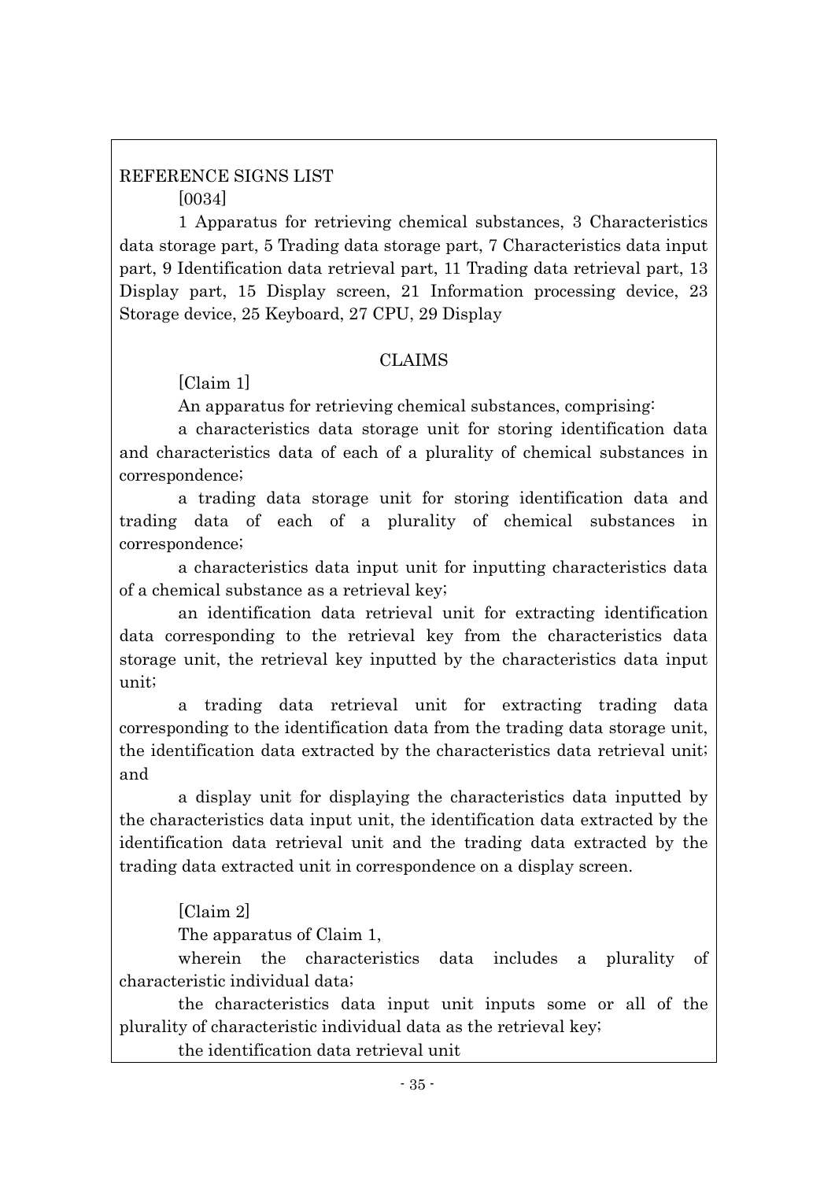REFERENCE SIGNS LIST

[0034]

1 Apparatus for retrieving chemical substances, 3 Characteristics data storage part, 5 Trading data storage part, 7 Characteristics data input part, 9 Identification data retrieval part, 11 Trading data retrieval part, 13 Display part, 15 Display screen, 21 Information processing device, 23 Storage device, 25 Keyboard, 27 CPU, 29 Display

CLAIMS

[Claim 1]

An apparatus for retrieving chemical substances, comprising:

a characteristics data storage unit for storing identification data and characteristics data of each of a plurality of chemical substances in correspondence;

a trading data storage unit for storing identification data and trading data of each of a plurality of chemical substances in correspondence;

a characteristics data input unit for inputting characteristics data of a chemical substance as a retrieval key;

an identification data retrieval unit for extracting identification data corresponding to the retrieval key from the characteristics data storage unit, the retrieval key inputted by the characteristics data input unit;

a trading data retrieval unit for extracting trading data corresponding to the identification data from the trading data storage unit, the identification data extracted by the characteristics data retrieval unit; and

a display unit for displaying the characteristics data inputted by the characteristics data input unit, the identification data extracted by the identification data retrieval unit and the trading data extracted by the trading data extracted unit in correspondence on a display screen.

[Claim 2]

The apparatus of Claim 1,

wherein the characteristics data includes a plurality of characteristic individual data;

the characteristics data input unit inputs some or all of the plurality of characteristic individual data as the retrieval key;

the identification data retrieval unit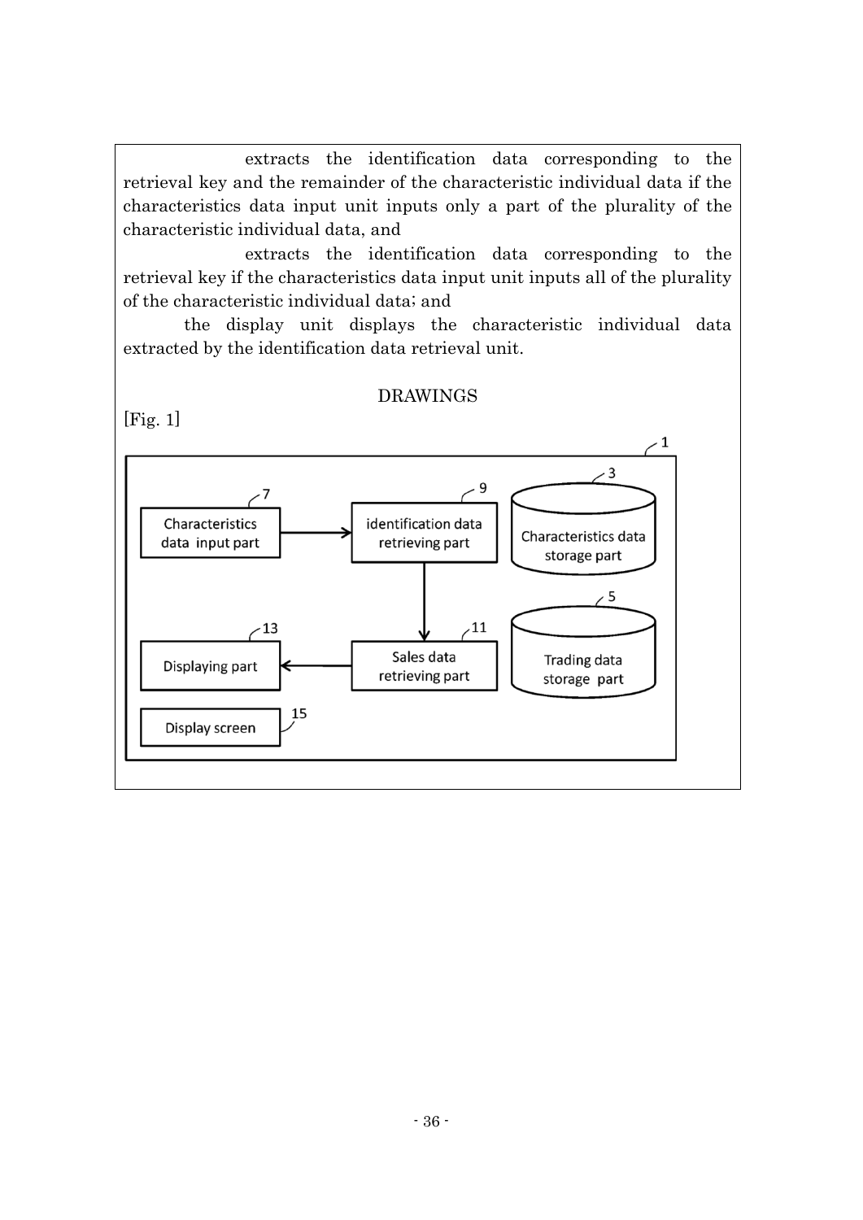extracts the identification data corresponding to the retrieval key and the remainder of the characteristic individual data if the characteristics data input unit inputs only a part of the plurality of the characteristic individual data, and

extracts the identification data corresponding to the retrieval key if the characteristics data input unit inputs all of the plurality of the characteristic individual data; and

the display unit displays the characteristic individual data extracted by the identification data retrieval unit.

## DRAWINGS

[Fig. 1]

1

7 Characteristics data input part

9 identification data retrieving part

3 Characteristics data storage part

5 Trading data storage part

11 Sales data retrieving part

13 Displaying part

15 Display screen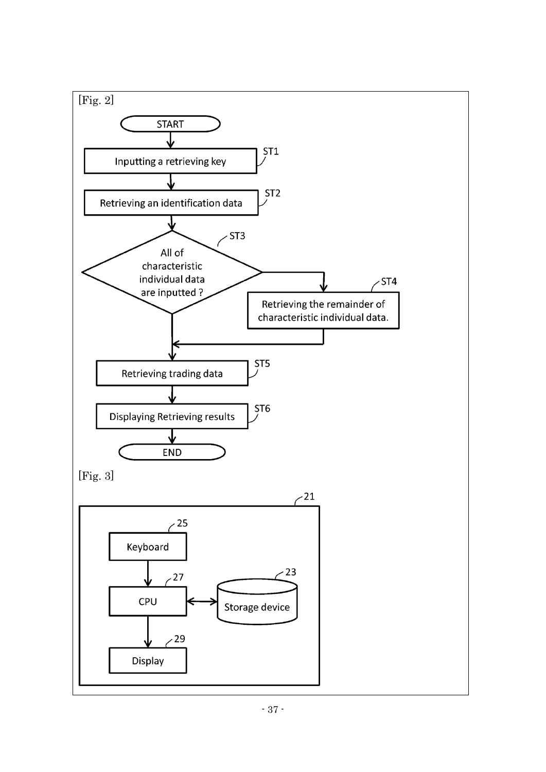[Fig. 2]

START

Inputting a retrieving key ST1

Retrieving an identification data ST2

All of characteristic individual data are inputted ? ST3

Retrieving the remainder of characteristic individual data. ST4

Retrieving trading data ST5

Displaying Retrieving results ST6

END

[Fig. 3]

21

Keyboard 25

CPU 27

Storage device 23

Display 29